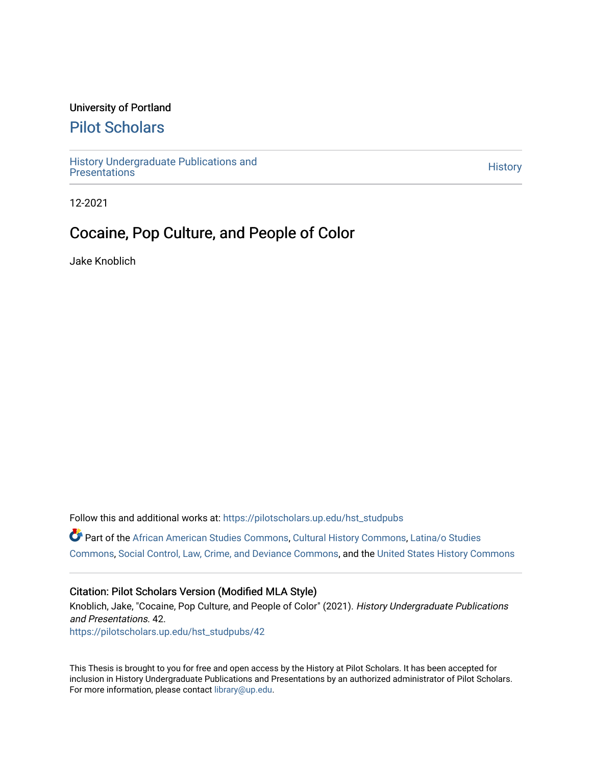University of Portland

# Pilot Scholars

History Undergraduate Publications and Presentations | History

12-2021

## Cocaine, Pop Culture, and People of Color

Jake Knoblich

Follow this and additional works at: https://pilotscholars.up.edu/hst_studpubs

Part of the African American Studies Commons, Cultural History Commons, Latina/o Studies Commons, Social Control, Law, Crime, and Deviance Commons, and the United States History Commons

### Citation: Pilot Scholars Version (Modified MLA Style)

Knoblich, Jake, "Cocaine, Pop Culture, and People of Color" (2021). *History Undergraduate Publications and Presentations*. 42.
https://pilotscholars.up.edu/hst_studpubs/42

This Thesis is brought to you for free and open access by the History at Pilot Scholars. It has been accepted for inclusion in History Undergraduate Publications and Presentations by an authorized administrator of Pilot Scholars. For more information, please contact library@up.edu.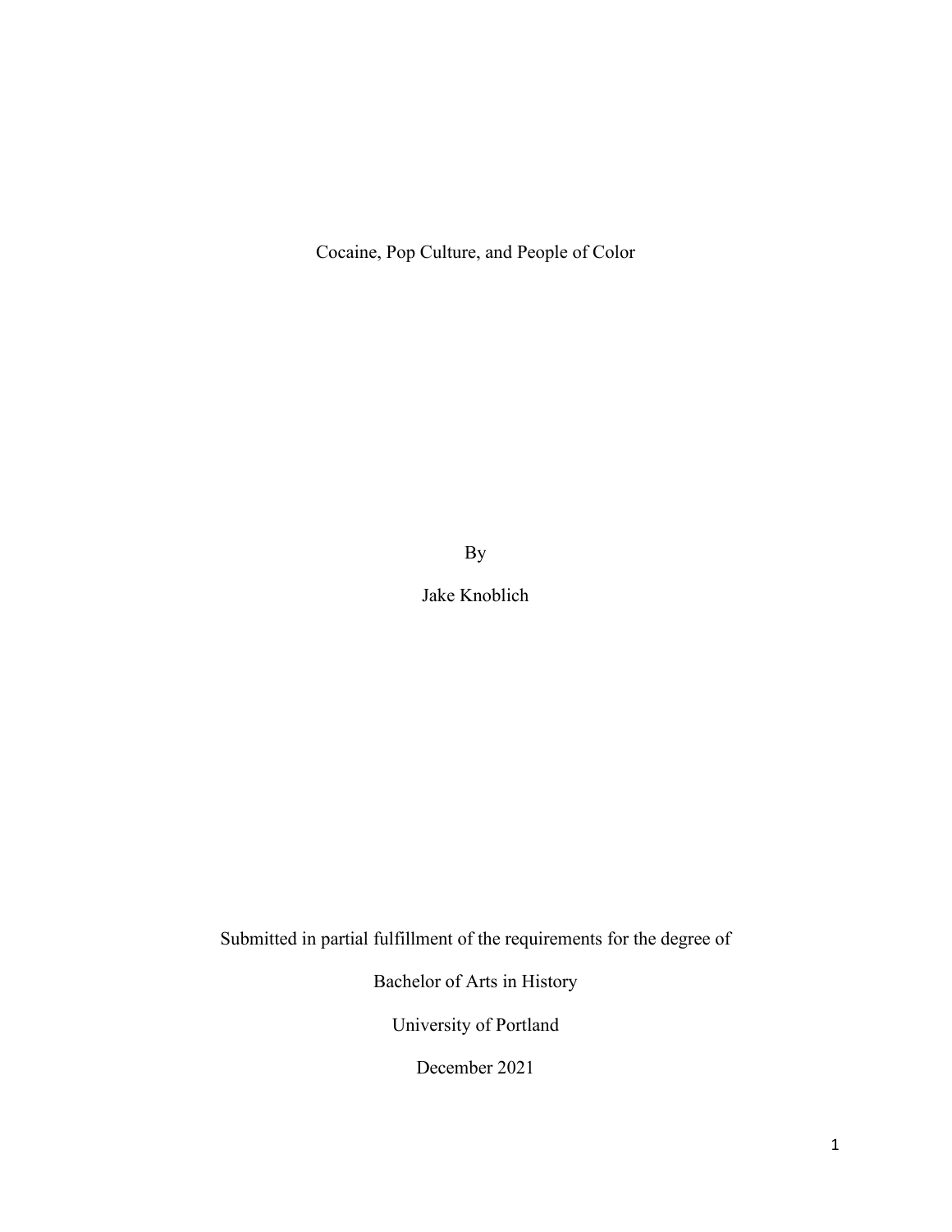# Cocaine, Pop Culture, and People of Color

By

Jake Knoblich

Submitted in partial fulfillment of the requirements for the degree of

Bachelor of Arts in History

University of Portland

December 2021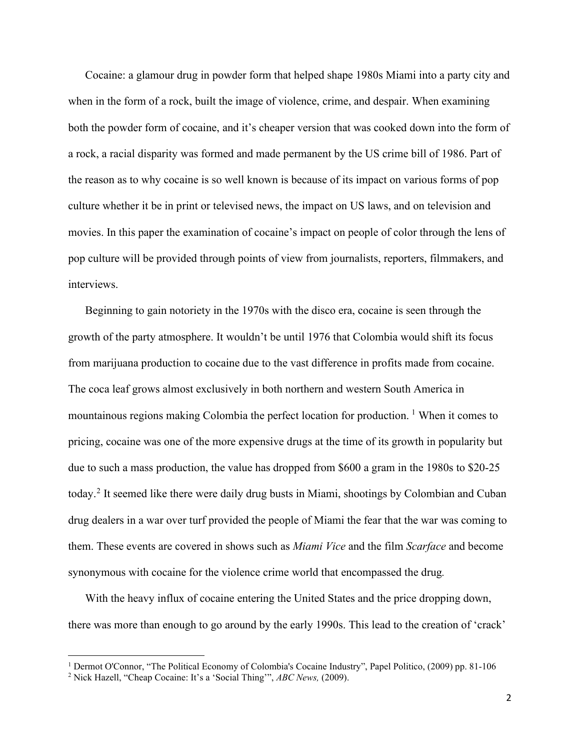Cocaine: a glamour drug in powder form that helped shape 1980s Miami into a party city and when in the form of a rock, built the image of violence, crime, and despair. When examining both the powder form of cocaine, and it's cheaper version that was cooked down into the form of a rock, a racial disparity was formed and made permanent by the US crime bill of 1986. Part of the reason as to why cocaine is so well known is because of its impact on various forms of pop culture whether it be in print or televised news, the impact on US laws, and on television and movies. In this paper the examination of cocaine's impact on people of color through the lens of pop culture will be provided through points of view from journalists, reporters, filmmakers, and interviews.

Beginning to gain notoriety in the 1970s with the disco era, cocaine is seen through the growth of the party atmosphere. It wouldn't be until 1976 that Colombia would shift its focus from marijuana production to cocaine due to the vast difference in profits made from cocaine. The coca leaf grows almost exclusively in both northern and western South America in mountainous regions making Colombia the perfect location for production. [1] When it comes to pricing, cocaine was one of the more expensive drugs at the time of its growth in popularity but due to such a mass production, the value has dropped from $600 a gram in the 1980s to $20-25 today.[2] It seemed like there were daily drug busts in Miami, shootings by Colombian and Cuban drug dealers in a war over turf provided the people of Miami the fear that the war was coming to them. These events are covered in shows such as *Miami Vice* and the film *Scarface* and become synonymous with cocaine for the violence crime world that encompassed the drug.

With the heavy influx of cocaine entering the United States and the price dropping down, there was more than enough to go around by the early 1990s. This lead to the creation of 'crack'

---

[1] Dermot O'Connor, "The Political Economy of Colombia's Cocaine Industry", Papel Politico, (2009) pp. 81-106

[2] Nick Hazell, "Cheap Cocaine: It's a 'Social Thing'", *ABC News,* (2009).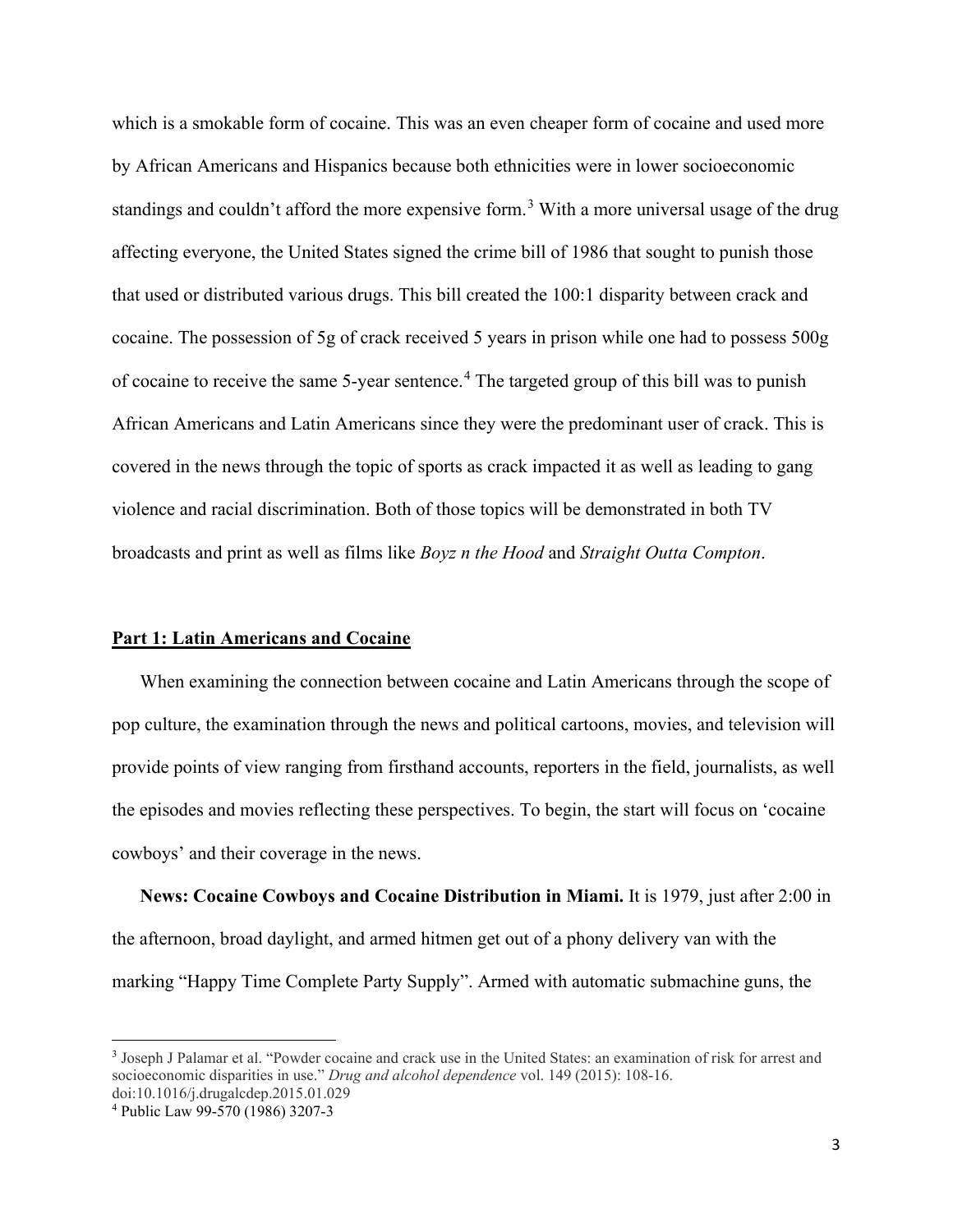which is a smokable form of cocaine. This was an even cheaper form of cocaine and used more by African Americans and Hispanics because both ethnicities were in lower socioeconomic standings and couldn't afford the more expensive form.[3] With a more universal usage of the drug affecting everyone, the United States signed the crime bill of 1986 that sought to punish those that used or distributed various drugs. This bill created the 100:1 disparity between crack and cocaine. The possession of 5g of crack received 5 years in prison while one had to possess 500g of cocaine to receive the same 5-year sentence.[4] The targeted group of this bill was to punish African Americans and Latin Americans since they were the predominant user of crack. This is covered in the news through the topic of sports as crack impacted it as well as leading to gang violence and racial discrimination. Both of those topics will be demonstrated in both TV broadcasts and print as well as films like *Boyz n the Hood* and *Straight Outta Compton*.

## **Part 1: Latin Americans and Cocaine**

When examining the connection between cocaine and Latin Americans through the scope of pop culture, the examination through the news and political cartoons, movies, and television will provide points of view ranging from firsthand accounts, reporters in the field, journalists, as well the episodes and movies reflecting these perspectives. To begin, the start will focus on 'cocaine cowboys' and their coverage in the news.

**News: Cocaine Cowboys and Cocaine Distribution in Miami.** It is 1979, just after 2:00 in the afternoon, broad daylight, and armed hitmen get out of a phony delivery van with the marking "Happy Time Complete Party Supply". Armed with automatic submachine guns, the

[3] Joseph J Palamar et al. "Powder cocaine and crack use in the United States: an examination of risk for arrest and socioeconomic disparities in use." *Drug and alcohol dependence* vol. 149 (2015): 108-16. doi:10.1016/j.drugalcdep.2015.01.029

[4] Public Law 99-570 (1986) 3207-3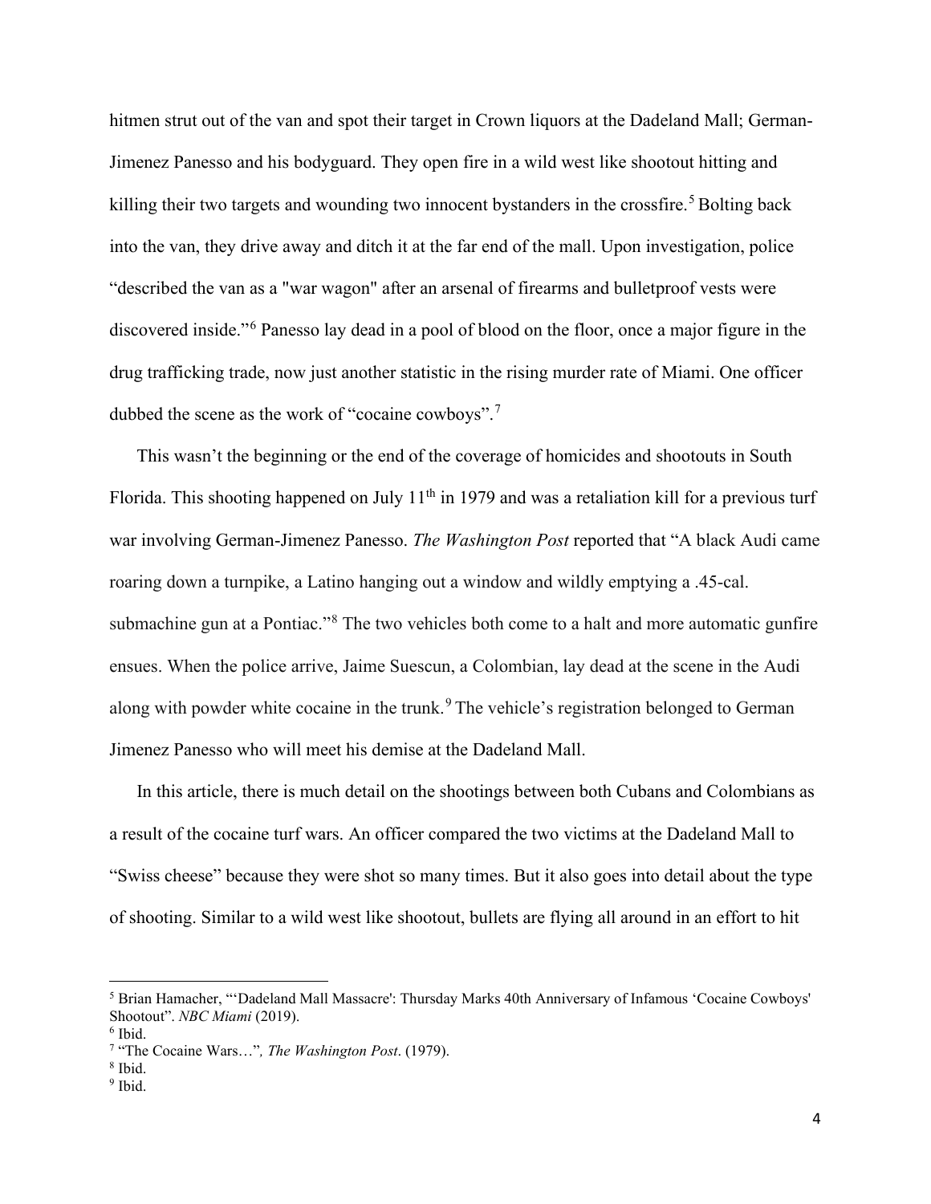hitmen strut out of the van and spot their target in Crown liquors at the Dadeland Mall; German-Jimenez Panesso and his bodyguard. They open fire in a wild west like shootout hitting and killing their two targets and wounding two innocent bystanders in the crossfire.[5] Bolting back into the van, they drive away and ditch it at the far end of the mall. Upon investigation, police "described the van as a "war wagon" after an arsenal of firearms and bulletproof vests were discovered inside."[6] Panesso lay dead in a pool of blood on the floor, once a major figure in the drug trafficking trade, now just another statistic in the rising murder rate of Miami. One officer dubbed the scene as the work of "cocaine cowboys".[7]

This wasn't the beginning or the end of the coverage of homicides and shootouts in South Florida. This shooting happened on July 11th in 1979 and was a retaliation kill for a previous turf war involving German-Jimenez Panesso. *The Washington Post* reported that "A black Audi came roaring down a turnpike, a Latino hanging out a window and wildly emptying a .45-cal. submachine gun at a Pontiac."[8] The two vehicles both come to a halt and more automatic gunfire ensues. When the police arrive, Jaime Suescun, a Colombian, lay dead at the scene in the Audi along with powder white cocaine in the trunk.[9] The vehicle's registration belonged to German Jimenez Panesso who will meet his demise at the Dadeland Mall.

In this article, there is much detail on the shootings between both Cubans and Colombians as a result of the cocaine turf wars. An officer compared the two victims at the Dadeland Mall to "Swiss cheese" because they were shot so many times. But it also goes into detail about the type of shooting. Similar to a wild west like shootout, bullets are flying all around in an effort to hit

---

[5] Brian Hamacher, "'Dadeland Mall Massacre': Thursday Marks 40th Anniversary of Infamous 'Cocaine Cowboys' Shootout". *NBC Miami* (2019).

[6] Ibid.

[7] "The Cocaine Wars…", *The Washington Post*. (1979).

[8] Ibid.

[9] Ibid.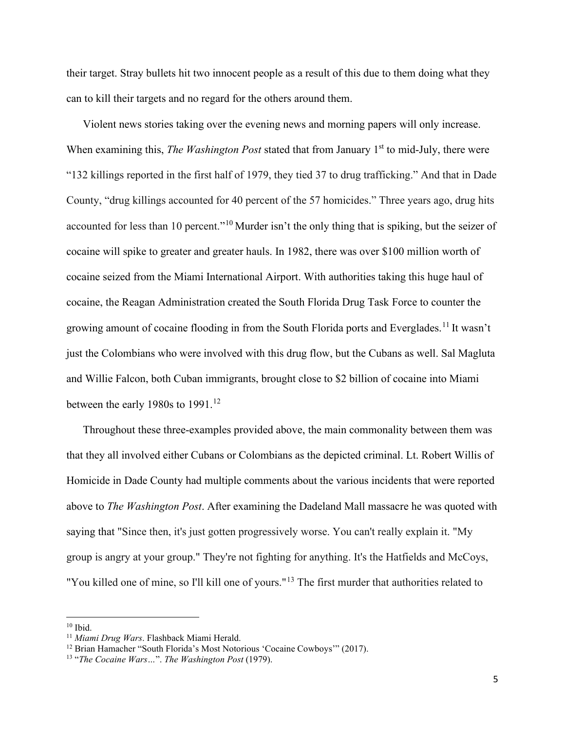their target. Stray bullets hit two innocent people as a result of this due to them doing what they can to kill their targets and no regard for the others around them.

Violent news stories taking over the evening news and morning papers will only increase. When examining this, *The Washington Post* stated that from January 1st to mid-July, there were "132 killings reported in the first half of 1979, they tied 37 to drug trafficking." And that in Dade County, "drug killings accounted for 40 percent of the 57 homicides." Three years ago, drug hits accounted for less than 10 percent."[10] Murder isn't the only thing that is spiking, but the seizer of cocaine will spike to greater and greater hauls. In 1982, there was over $100 million worth of cocaine seized from the Miami International Airport. With authorities taking this huge haul of cocaine, the Reagan Administration created the South Florida Drug Task Force to counter the growing amount of cocaine flooding in from the South Florida ports and Everglades.[11] It wasn't just the Colombians who were involved with this drug flow, but the Cubans as well. Sal Magluta and Willie Falcon, both Cuban immigrants, brought close to $2 billion of cocaine into Miami between the early 1980s to 1991.[12]

Throughout these three-examples provided above, the main commonality between them was that they all involved either Cubans or Colombians as the depicted criminal. Lt. Robert Willis of Homicide in Dade County had multiple comments about the various incidents that were reported above to *The Washington Post*. After examining the Dadeland Mall massacre he was quoted with saying that "Since then, it's just gotten progressively worse. You can't really explain it. "My group is angry at your group." They're not fighting for anything. It's the Hatfields and McCoys, "You killed one of mine, so I'll kill one of yours."[13] The first murder that authorities related to

---

[10] Ibid.

[11] *Miami Drug Wars*. Flashback Miami Herald.

[12] Brian Hamacher "South Florida's Most Notorious 'Cocaine Cowboys'" (2017).

[13] "*The Cocaine Wars…*". *The Washington Post* (1979).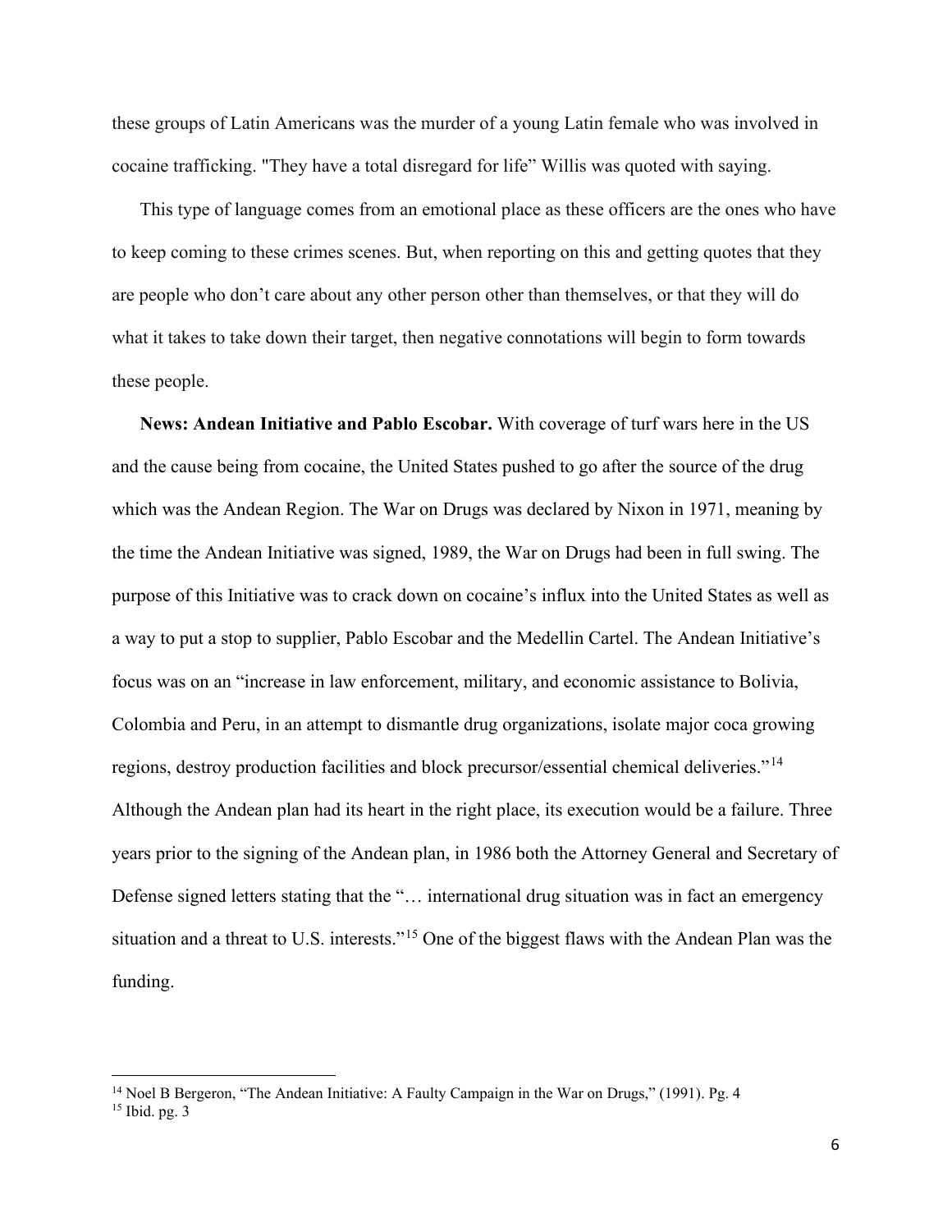these groups of Latin Americans was the murder of a young Latin female who was involved in cocaine trafficking. "They have a total disregard for life" Willis was quoted with saying.

This type of language comes from an emotional place as these officers are the ones who have to keep coming to these crimes scenes. But, when reporting on this and getting quotes that they are people who don't care about any other person other than themselves, or that they will do what it takes to take down their target, then negative connotations will begin to form towards these people.

**News: Andean Initiative and Pablo Escobar.** With coverage of turf wars here in the US and the cause being from cocaine, the United States pushed to go after the source of the drug which was the Andean Region. The War on Drugs was declared by Nixon in 1971, meaning by the time the Andean Initiative was signed, 1989, the War on Drugs had been in full swing. The purpose of this Initiative was to crack down on cocaine's influx into the United States as well as a way to put a stop to supplier, Pablo Escobar and the Medellin Cartel. The Andean Initiative's focus was on an "increase in law enforcement, military, and economic assistance to Bolivia, Colombia and Peru, in an attempt to dismantle drug organizations, isolate major coca growing regions, destroy production facilities and block precursor/essential chemical deliveries."[14] Although the Andean plan had its heart in the right place, its execution would be a failure. Three years prior to the signing of the Andean plan, in 1986 both the Attorney General and Secretary of Defense signed letters stating that the "… international drug situation was in fact an emergency situation and a threat to U.S. interests."[15] One of the biggest flaws with the Andean Plan was the funding.

[14] Noel B Bergeron, "The Andean Initiative: A Faulty Campaign in the War on Drugs," (1991). Pg. 4

[15] Ibid. pg. 3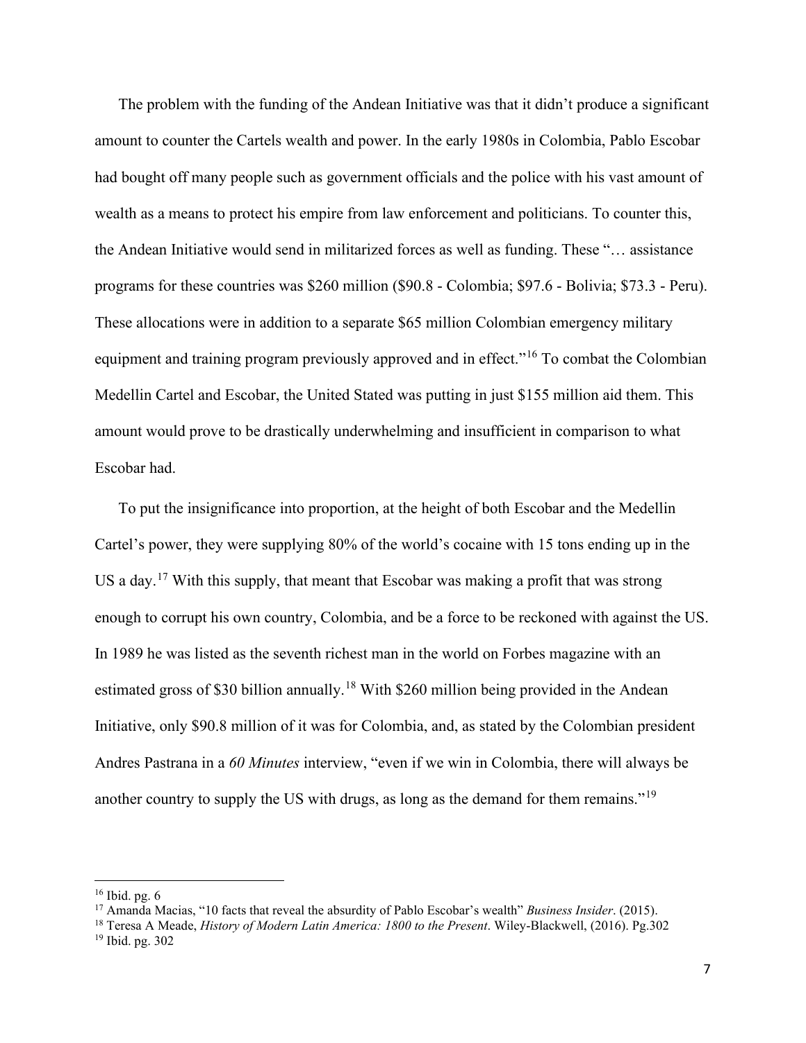The problem with the funding of the Andean Initiative was that it didn't produce a significant amount to counter the Cartels wealth and power. In the early 1980s in Colombia, Pablo Escobar had bought off many people such as government officials and the police with his vast amount of wealth as a means to protect his empire from law enforcement and politicians. To counter this, the Andean Initiative would send in militarized forces as well as funding. These "… assistance programs for these countries was $260 million ($90.8 - Colombia; $97.6 - Bolivia; $73.3 - Peru). These allocations were in addition to a separate $65 million Colombian emergency military equipment and training program previously approved and in effect."[16] To combat the Colombian Medellin Cartel and Escobar, the United Stated was putting in just $155 million aid them. This amount would prove to be drastically underwhelming and insufficient in comparison to what Escobar had.

To put the insignificance into proportion, at the height of both Escobar and the Medellin Cartel's power, they were supplying 80% of the world's cocaine with 15 tons ending up in the US a day.[17] With this supply, that meant that Escobar was making a profit that was strong enough to corrupt his own country, Colombia, and be a force to be reckoned with against the US. In 1989 he was listed as the seventh richest man in the world on Forbes magazine with an estimated gross of $30 billion annually.[18] With $260 million being provided in the Andean Initiative, only $90.8 million of it was for Colombia, and, as stated by the Colombian president Andres Pastrana in a *60 Minutes* interview, "even if we win in Colombia, there will always be another country to supply the US with drugs, as long as the demand for them remains."[19]

---

[16] Ibid. pg. 6

[17] Amanda Macias, "10 facts that reveal the absurdity of Pablo Escobar's wealth" *Business Insider*. (2015).

[18] Teresa A Meade, *History of Modern Latin America: 1800 to the Present*. Wiley-Blackwell, (2016). Pg.302

[19] Ibid. pg. 302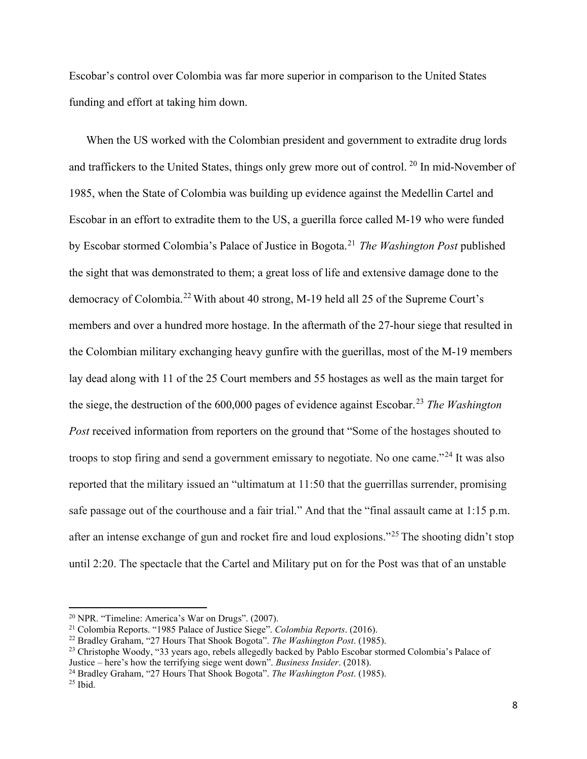Escobar's control over Colombia was far more superior in comparison to the United States funding and effort at taking him down.

When the US worked with the Colombian president and government to extradite drug lords and traffickers to the United States, things only grew more out of control.[20] In mid-November of 1985, when the State of Colombia was building up evidence against the Medellin Cartel and Escobar in an effort to extradite them to the US, a guerilla force called M-19 who were funded by Escobar stormed Colombia's Palace of Justice in Bogota.[21] *The Washington Post* published the sight that was demonstrated to them; a great loss of life and extensive damage done to the democracy of Colombia.[22] With about 40 strong, M-19 held all 25 of the Supreme Court's members and over a hundred more hostage. In the aftermath of the 27-hour siege that resulted in the Colombian military exchanging heavy gunfire with the guerillas, most of the M-19 members lay dead along with 11 of the 25 Court members and 55 hostages as well as the main target for the siege, the destruction of the 600,000 pages of evidence against Escobar.[23] *The Washington Post* received information from reporters on the ground that "Some of the hostages shouted to troops to stop firing and send a government emissary to negotiate. No one came."[24] It was also reported that the military issued an "ultimatum at 11:50 that the guerrillas surrender, promising safe passage out of the courthouse and a fair trial." And that the "final assault came at 1:15 p.m. after an intense exchange of gun and rocket fire and loud explosions."[25] The shooting didn't stop until 2:20. The spectacle that the Cartel and Military put on for the Post was that of an unstable

---

[20] NPR. "Timeline: America's War on Drugs". (2007).

[21] Colombia Reports. "1985 Palace of Justice Siege". *Colombia Reports*. (2016).

[22] Bradley Graham, "27 Hours That Shook Bogota". *The Washington Post*. (1985).

[23] Christophe Woody, "33 years ago, rebels allegedly backed by Pablo Escobar stormed Colombia's Palace of Justice – here's how the terrifying siege went down". *Business Insider*. (2018).

[24] Bradley Graham, "27 Hours That Shook Bogota". *The Washington Post*. (1985).

[25] Ibid.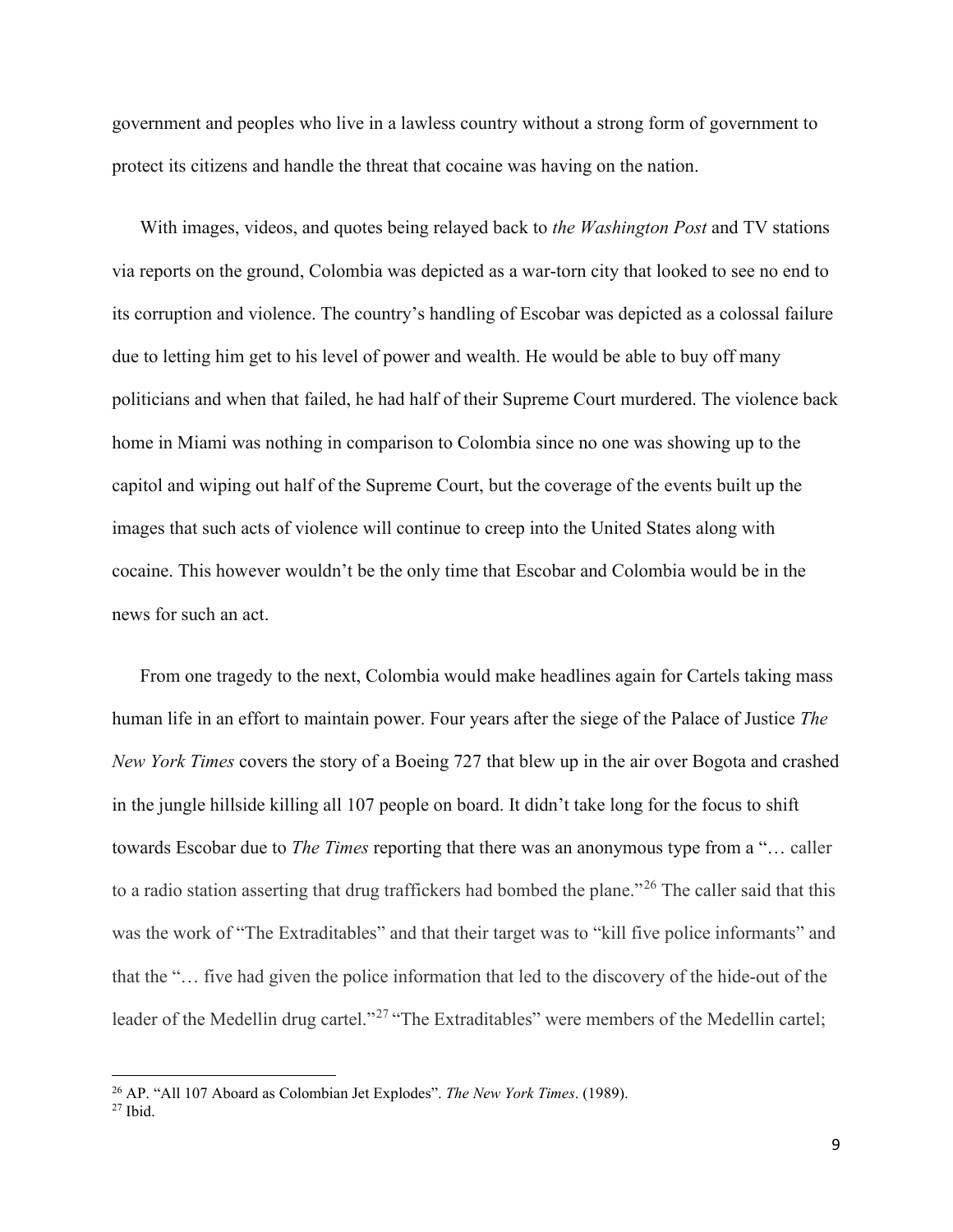government and peoples who live in a lawless country without a strong form of government to protect its citizens and handle the threat that cocaine was having on the nation.

With images, videos, and quotes being relayed back to *the Washington Post* and TV stations via reports on the ground, Colombia was depicted as a war-torn city that looked to see no end to its corruption and violence. The country's handling of Escobar was depicted as a colossal failure due to letting him get to his level of power and wealth. He would be able to buy off many politicians and when that failed, he had half of their Supreme Court murdered. The violence back home in Miami was nothing in comparison to Colombia since no one was showing up to the capitol and wiping out half of the Supreme Court, but the coverage of the events built up the images that such acts of violence will continue to creep into the United States along with cocaine. This however wouldn't be the only time that Escobar and Colombia would be in the news for such an act.

From one tragedy to the next, Colombia would make headlines again for Cartels taking mass human life in an effort to maintain power. Four years after the siege of the Palace of Justice *The New York Times* covers the story of a Boeing 727 that blew up in the air over Bogota and crashed in the jungle hillside killing all 107 people on board. It didn't take long for the focus to shift towards Escobar due to *The Times* reporting that there was an anonymous type from a "… caller to a radio station asserting that drug traffickers had bombed the plane."[26] The caller said that this was the work of "The Extraditables" and that their target was to "kill five police informants" and that the "… five had given the police information that led to the discovery of the hide-out of the leader of the Medellin drug cartel."[27] "The Extraditables" were members of the Medellin cartel;

[26] AP. "All 107 Aboard as Colombian Jet Explodes". *The New York Times*. (1989).

[27] Ibid.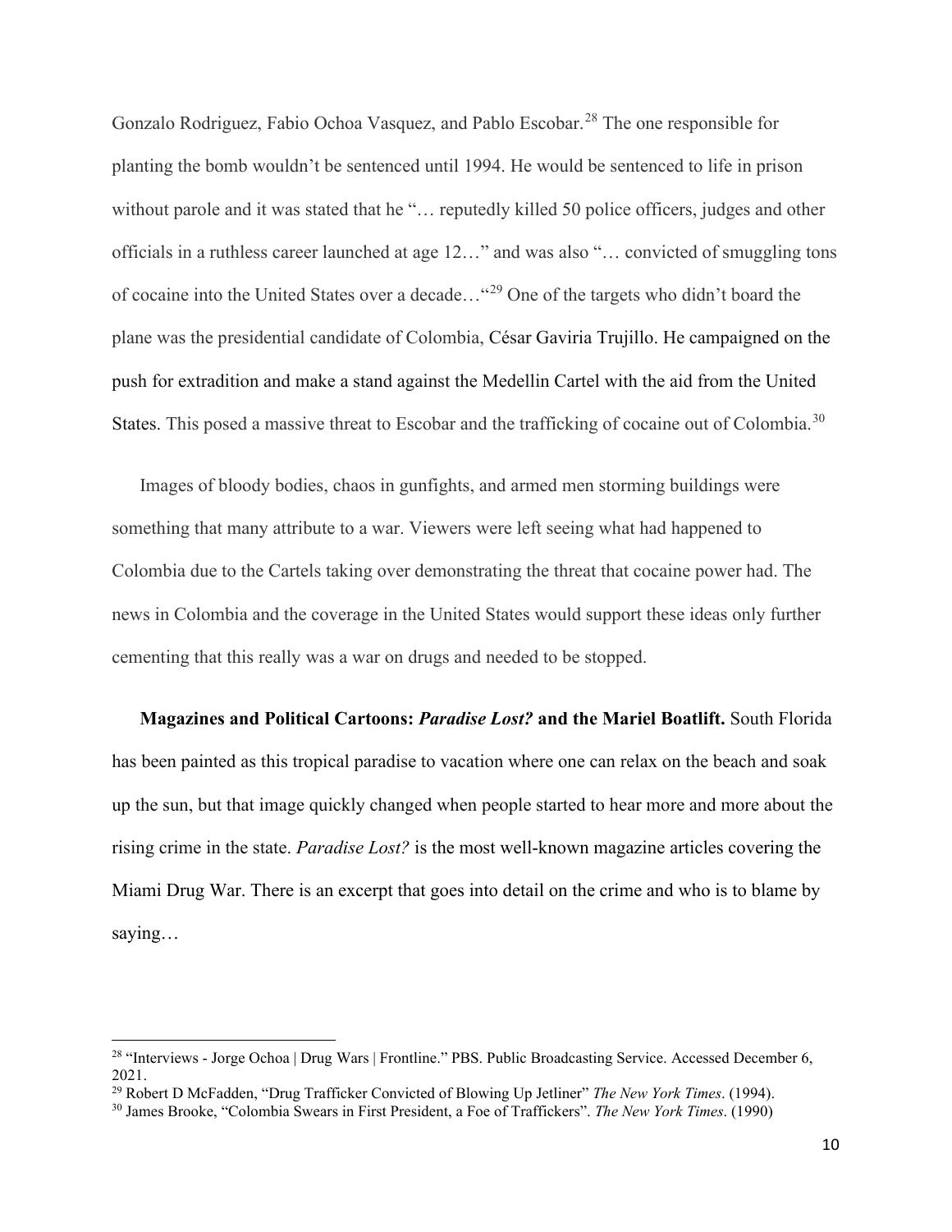Gonzalo Rodriguez, Fabio Ochoa Vasquez, and Pablo Escobar.[28] The one responsible for planting the bomb wouldn't be sentenced until 1994. He would be sentenced to life in prison without parole and it was stated that he "… reputedly killed 50 police officers, judges and other officials in a ruthless career launched at age 12…" and was also "… convicted of smuggling tons of cocaine into the United States over a decade…"[29] One of the targets who didn't board the plane was the presidential candidate of Colombia, César Gaviria Trujillo. He campaigned on the push for extradition and make a stand against the Medellin Cartel with the aid from the United States. This posed a massive threat to Escobar and the trafficking of cocaine out of Colombia.[30]

Images of bloody bodies, chaos in gunfights, and armed men storming buildings were something that many attribute to a war. Viewers were left seeing what had happened to Colombia due to the Cartels taking over demonstrating the threat that cocaine power had. The news in Colombia and the coverage in the United States would support these ideas only further cementing that this really was a war on drugs and needed to be stopped.

**Magazines and Political Cartoons: *Paradise Lost?* and the Mariel Boatlift.** South Florida has been painted as this tropical paradise to vacation where one can relax on the beach and soak up the sun, but that image quickly changed when people started to hear more and more about the rising crime in the state. *Paradise Lost?* is the most well-known magazine articles covering the Miami Drug War. There is an excerpt that goes into detail on the crime and who is to blame by saying…

---

[28] "Interviews - Jorge Ochoa | Drug Wars | Frontline." PBS. Public Broadcasting Service. Accessed December 6, 2021.

[29] Robert D McFadden, "Drug Trafficker Convicted of Blowing Up Jetliner" *The New York Times*. (1994).

[30] James Brooke, "Colombia Swears in First President, a Foe of Traffickers". *The New York Times*. (1990)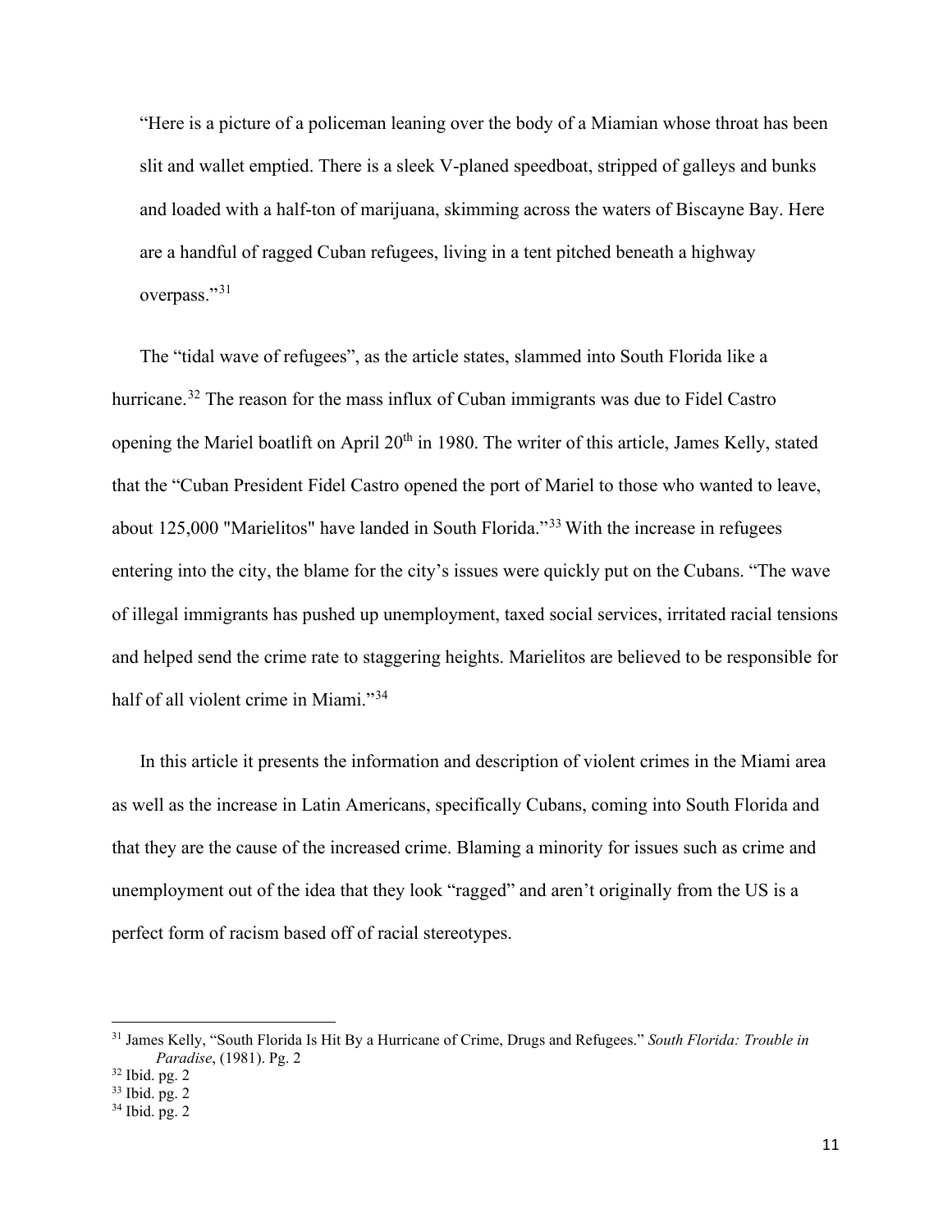> "Here is a picture of a policeman leaning over the body of a Miamian whose throat has been slit and wallet emptied. There is a sleek V-planed speedboat, stripped of galleys and bunks and loaded with a half-ton of marijuana, skimming across the waters of Biscayne Bay. Here are a handful of ragged Cuban refugees, living in a tent pitched beneath a highway overpass."[31]

The "tidal wave of refugees", as the article states, slammed into South Florida like a hurricane.[32] The reason for the mass influx of Cuban immigrants was due to Fidel Castro opening the Mariel boatlift on April 20th in 1980. The writer of this article, James Kelly, stated that the "Cuban President Fidel Castro opened the port of Mariel to those who wanted to leave, about 125,000 "Marielitos" have landed in South Florida."[33] With the increase in refugees entering into the city, the blame for the city's issues were quickly put on the Cubans. "The wave of illegal immigrants has pushed up unemployment, taxed social services, irritated racial tensions and helped send the crime rate to staggering heights. Marielitos are believed to be responsible for half of all violent crime in Miami."[34]

In this article it presents the information and description of violent crimes in the Miami area as well as the increase in Latin Americans, specifically Cubans, coming into South Florida and that they are the cause of the increased crime. Blaming a minority for issues such as crime and unemployment out of the idea that they look "ragged" and aren't originally from the US is a perfect form of racism based off of racial stereotypes.

---

[31] James Kelly, "South Florida Is Hit By a Hurricane of Crime, Drugs and Refugees." *South Florida: Trouble in Paradise*, (1981). Pg. 2

[32] Ibid. pg. 2

[33] Ibid. pg. 2

[34] Ibid. pg. 2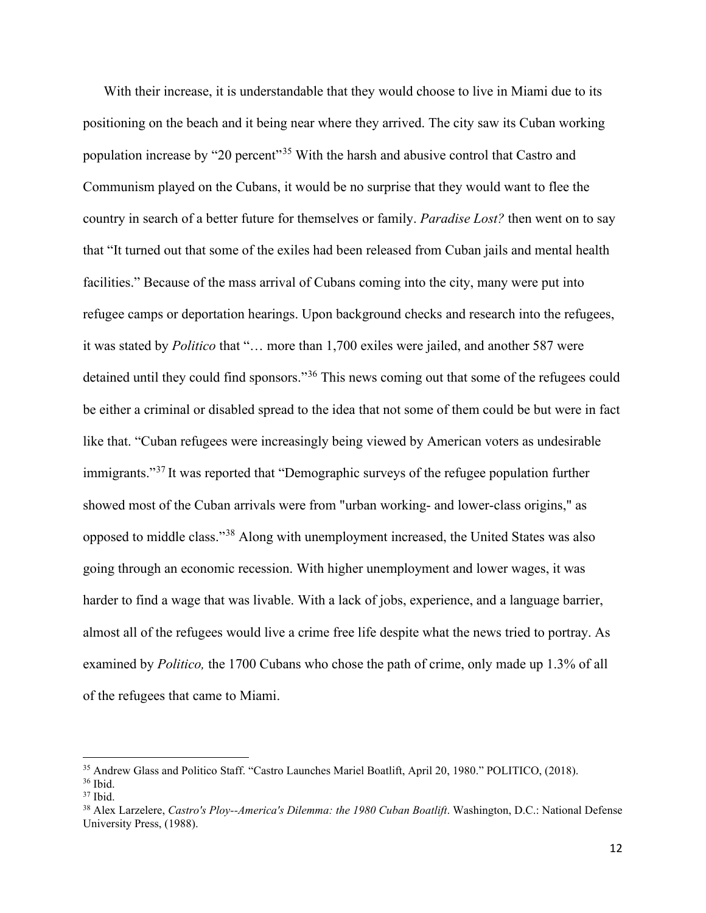With their increase, it is understandable that they would choose to live in Miami due to its positioning on the beach and it being near where they arrived. The city saw its Cuban working population increase by "20 percent"[35] With the harsh and abusive control that Castro and Communism played on the Cubans, it would be no surprise that they would want to flee the country in search of a better future for themselves or family. *Paradise Lost?* then went on to say that "It turned out that some of the exiles had been released from Cuban jails and mental health facilities." Because of the mass arrival of Cubans coming into the city, many were put into refugee camps or deportation hearings. Upon background checks and research into the refugees, it was stated by *Politico* that "… more than 1,700 exiles were jailed, and another 587 were detained until they could find sponsors."[36] This news coming out that some of the refugees could be either a criminal or disabled spread to the idea that not some of them could be but were in fact like that. "Cuban refugees were increasingly being viewed by American voters as undesirable immigrants."[37] It was reported that "Demographic surveys of the refugee population further showed most of the Cuban arrivals were from "urban working- and lower-class origins," as opposed to middle class."[38] Along with unemployment increased, the United States was also going through an economic recession. With higher unemployment and lower wages, it was harder to find a wage that was livable. With a lack of jobs, experience, and a language barrier, almost all of the refugees would live a crime free life despite what the news tried to portray. As examined by *Politico,* the 1700 Cubans who chose the path of crime, only made up 1.3% of all of the refugees that came to Miami.

---

[35] Andrew Glass and Politico Staff. "Castro Launches Mariel Boatlift, April 20, 1980." POLITICO, (2018).

[36] Ibid.

[37] Ibid.

[38] Alex Larzelere, *Castro's Ploy--America's Dilemma: the 1980 Cuban Boatlift*. Washington, D.C.: National Defense University Press, (1988).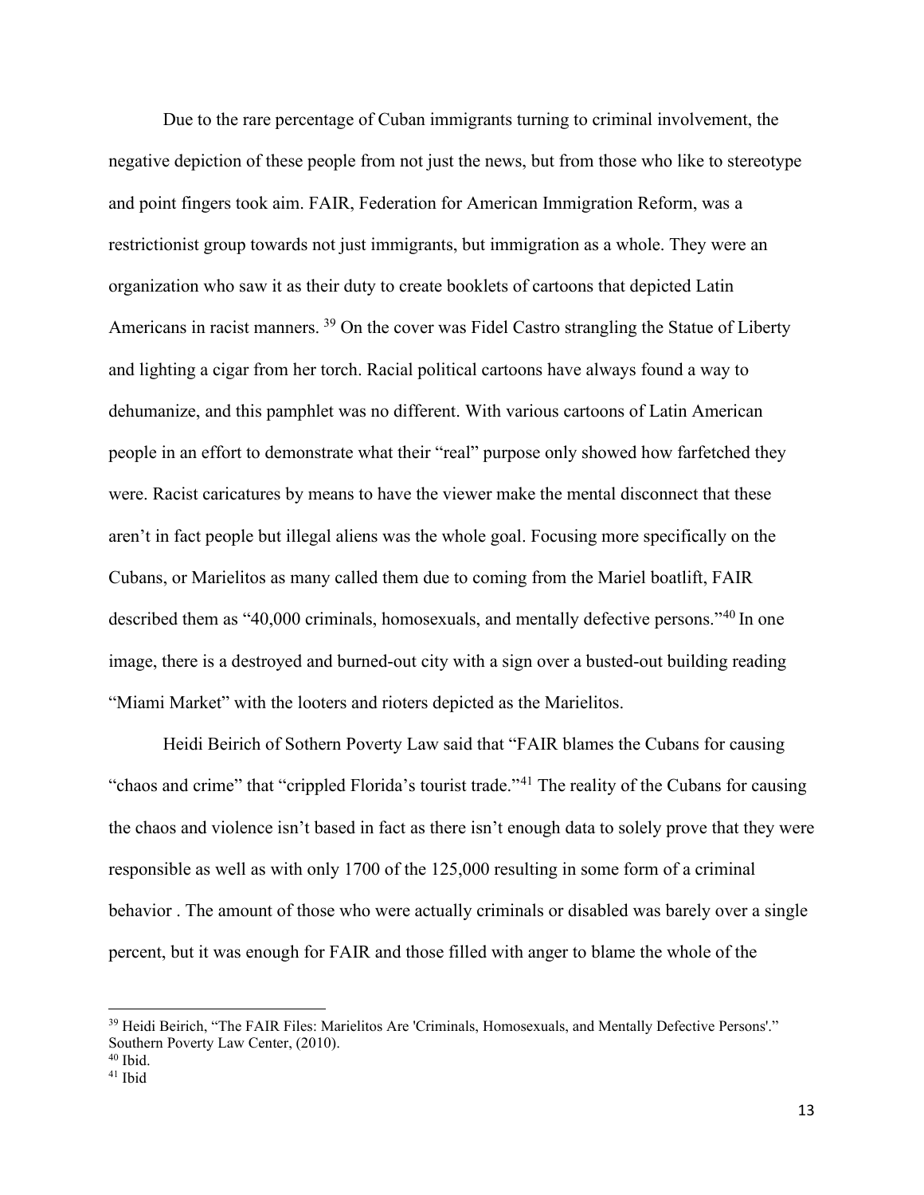Due to the rare percentage of Cuban immigrants turning to criminal involvement, the negative depiction of these people from not just the news, but from those who like to stereotype and point fingers took aim. FAIR, Federation for American Immigration Reform, was a restrictionist group towards not just immigrants, but immigration as a whole. They were an organization who saw it as their duty to create booklets of cartoons that depicted Latin Americans in racist manners. [39] On the cover was Fidel Castro strangling the Statue of Liberty and lighting a cigar from her torch. Racial political cartoons have always found a way to dehumanize, and this pamphlet was no different. With various cartoons of Latin American people in an effort to demonstrate what their "real" purpose only showed how farfetched they were. Racist caricatures by means to have the viewer make the mental disconnect that these aren't in fact people but illegal aliens was the whole goal. Focusing more specifically on the Cubans, or Marielitos as many called them due to coming from the Mariel boatlift, FAIR described them as "40,000 criminals, homosexuals, and mentally defective persons."[40] In one image, there is a destroyed and burned-out city with a sign over a busted-out building reading "Miami Market" with the looters and rioters depicted as the Marielitos.

Heidi Beirich of Sothern Poverty Law said that "FAIR blames the Cubans for causing "chaos and crime" that "crippled Florida's tourist trade."[41] The reality of the Cubans for causing the chaos and violence isn't based in fact as there isn't enough data to solely prove that they were responsible as well as with only 1700 of the 125,000 resulting in some form of a criminal behavior . The amount of those who were actually criminals or disabled was barely over a single percent, but it was enough for FAIR and those filled with anger to blame the whole of the

---

[39] Heidi Beirich, "The FAIR Files: Marielitos Are 'Criminals, Homosexuals, and Mentally Defective Persons'." Southern Poverty Law Center, (2010).

[40] Ibid.

[41] Ibid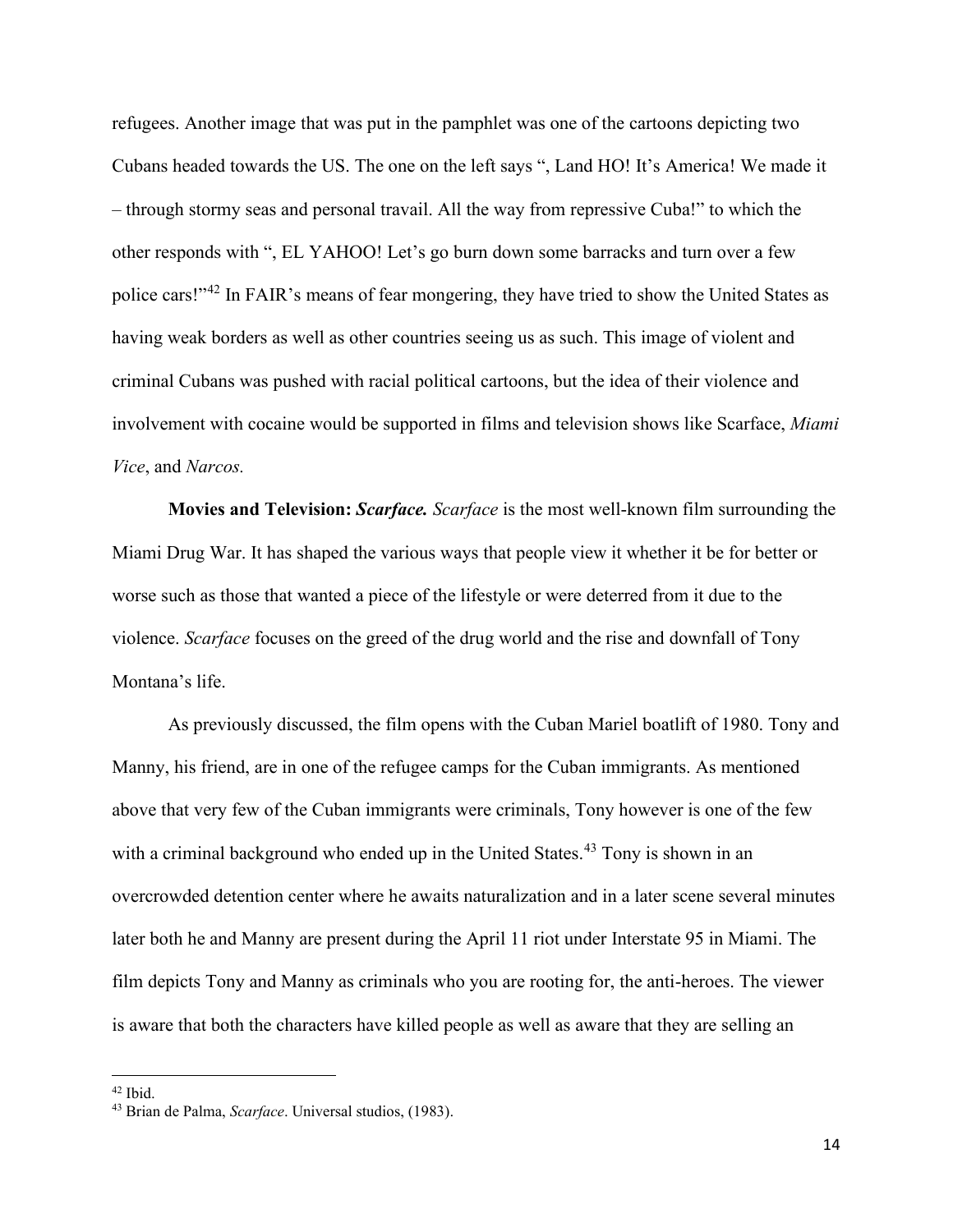refugees. Another image that was put in the pamphlet was one of the cartoons depicting two Cubans headed towards the US. The one on the left says ", Land HO! It's America! We made it – through stormy seas and personal travail. All the way from repressive Cuba!" to which the other responds with ", EL YAHOO! Let's go burn down some barracks and turn over a few police cars!"[42] In FAIR's means of fear mongering, they have tried to show the United States as having weak borders as well as other countries seeing us as such. This image of violent and criminal Cubans was pushed with racial political cartoons, but the idea of their violence and involvement with cocaine would be supported in films and television shows like Scarface, *Miami Vice*, and *Narcos.*

**Movies and Television: *Scarface.*** *Scarface* is the most well-known film surrounding the Miami Drug War. It has shaped the various ways that people view it whether it be for better or worse such as those that wanted a piece of the lifestyle or were deterred from it due to the violence. *Scarface* focuses on the greed of the drug world and the rise and downfall of Tony Montana's life.

As previously discussed, the film opens with the Cuban Mariel boatlift of 1980. Tony and Manny, his friend, are in one of the refugee camps for the Cuban immigrants. As mentioned above that very few of the Cuban immigrants were criminals, Tony however is one of the few with a criminal background who ended up in the United States.[43] Tony is shown in an overcrowded detention center where he awaits naturalization and in a later scene several minutes later both he and Manny are present during the April 11 riot under Interstate 95 in Miami. The film depicts Tony and Manny as criminals who you are rooting for, the anti-heroes. The viewer is aware that both the characters have killed people as well as aware that they are selling an

---

[42] Ibid.

[43] Brian de Palma, *Scarface*. Universal studios, (1983).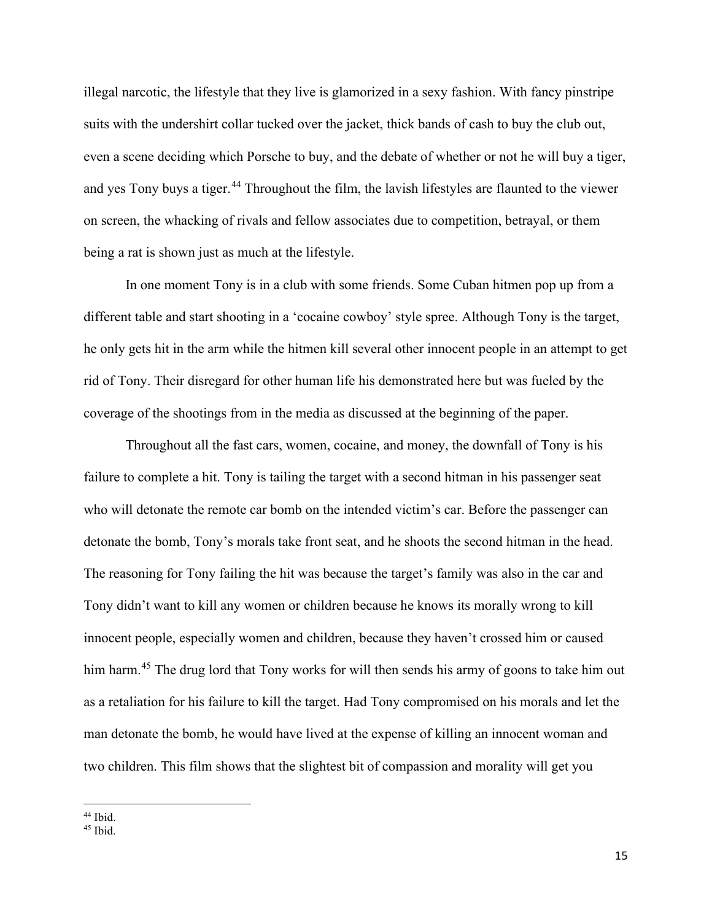illegal narcotic, the lifestyle that they live is glamorized in a sexy fashion. With fancy pinstripe suits with the undershirt collar tucked over the jacket, thick bands of cash to buy the club out, even a scene deciding which Porsche to buy, and the debate of whether or not he will buy a tiger, and yes Tony buys a tiger.[44] Throughout the film, the lavish lifestyles are flaunted to the viewer on screen, the whacking of rivals and fellow associates due to competition, betrayal, or them being a rat is shown just as much at the lifestyle.

In one moment Tony is in a club with some friends. Some Cuban hitmen pop up from a different table and start shooting in a 'cocaine cowboy' style spree. Although Tony is the target, he only gets hit in the arm while the hitmen kill several other innocent people in an attempt to get rid of Tony. Their disregard for other human life his demonstrated here but was fueled by the coverage of the shootings from in the media as discussed at the beginning of the paper.

Throughout all the fast cars, women, cocaine, and money, the downfall of Tony is his failure to complete a hit. Tony is tailing the target with a second hitman in his passenger seat who will detonate the remote car bomb on the intended victim's car. Before the passenger can detonate the bomb, Tony's morals take front seat, and he shoots the second hitman in the head. The reasoning for Tony failing the hit was because the target's family was also in the car and Tony didn't want to kill any women or children because he knows its morally wrong to kill innocent people, especially women and children, because they haven't crossed him or caused him harm.[45] The drug lord that Tony works for will then sends his army of goons to take him out as a retaliation for his failure to kill the target. Had Tony compromised on his morals and let the man detonate the bomb, he would have lived at the expense of killing an innocent woman and two children. This film shows that the slightest bit of compassion and morality will get you

---

[44] Ibid.

[45] Ibid.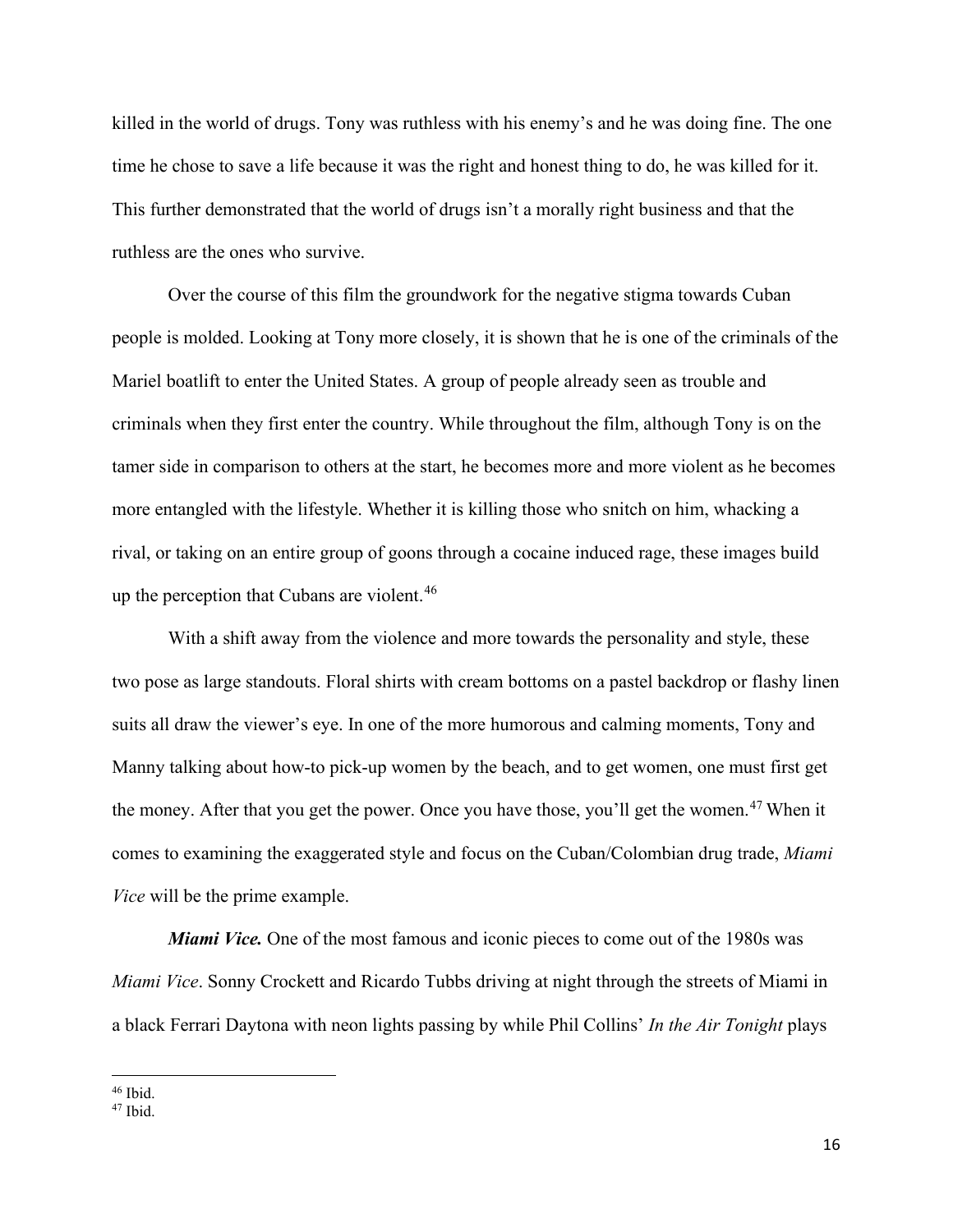killed in the world of drugs. Tony was ruthless with his enemy's and he was doing fine. The one time he chose to save a life because it was the right and honest thing to do, he was killed for it. This further demonstrated that the world of drugs isn't a morally right business and that the ruthless are the ones who survive.

Over the course of this film the groundwork for the negative stigma towards Cuban people is molded. Looking at Tony more closely, it is shown that he is one of the criminals of the Mariel boatlift to enter the United States. A group of people already seen as trouble and criminals when they first enter the country. While throughout the film, although Tony is on the tamer side in comparison to others at the start, he becomes more and more violent as he becomes more entangled with the lifestyle. Whether it is killing those who snitch on him, whacking a rival, or taking on an entire group of goons through a cocaine induced rage, these images build up the perception that Cubans are violent.[46]

With a shift away from the violence and more towards the personality and style, these two pose as large standouts. Floral shirts with cream bottoms on a pastel backdrop or flashy linen suits all draw the viewer's eye. In one of the more humorous and calming moments, Tony and Manny talking about how-to pick-up women by the beach, and to get women, one must first get the money. After that you get the power. Once you have those, you'll get the women.[47] When it comes to examining the exaggerated style and focus on the Cuban/Colombian drug trade, *Miami Vice* will be the prime example.

***Miami Vice.*** One of the most famous and iconic pieces to come out of the 1980s was *Miami Vice*. Sonny Crockett and Ricardo Tubbs driving at night through the streets of Miami in a black Ferrari Daytona with neon lights passing by while Phil Collins' *In the Air Tonight* plays

[46] Ibid.

[47] Ibid.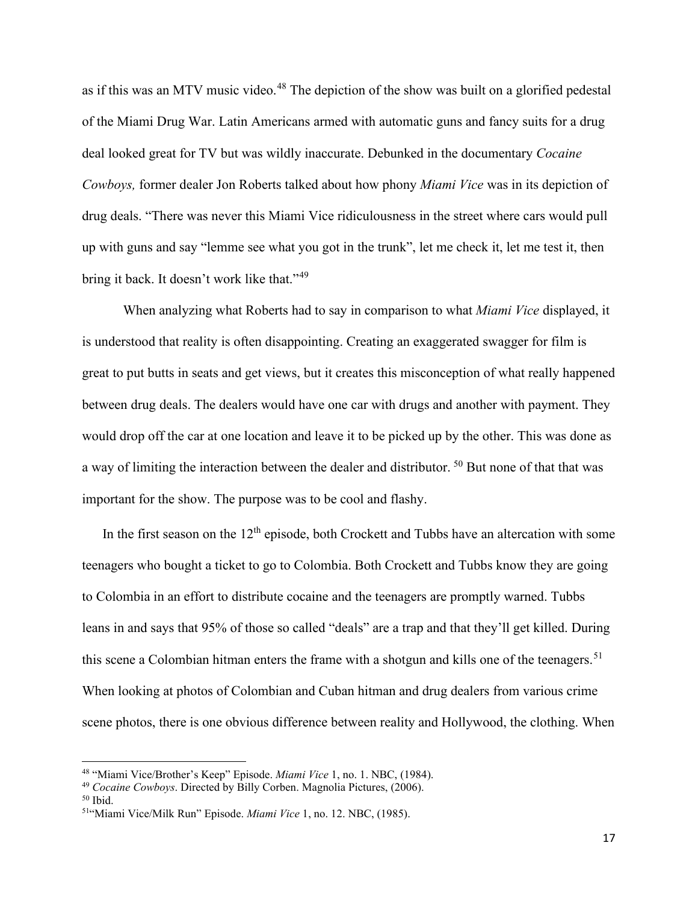as if this was an MTV music video.[48] The depiction of the show was built on a glorified pedestal of the Miami Drug War. Latin Americans armed with automatic guns and fancy suits for a drug deal looked great for TV but was wildly inaccurate. Debunked in the documentary *Cocaine Cowboys,* former dealer Jon Roberts talked about how phony *Miami Vice* was in its depiction of drug deals. "There was never this Miami Vice ridiculousness in the street where cars would pull up with guns and say "lemme see what you got in the trunk", let me check it, let me test it, then bring it back. It doesn't work like that."[49]

When analyzing what Roberts had to say in comparison to what *Miami Vice* displayed, it is understood that reality is often disappointing. Creating an exaggerated swagger for film is great to put butts in seats and get views, but it creates this misconception of what really happened between drug deals. The dealers would have one car with drugs and another with payment. They would drop off the car at one location and leave it to be picked up by the other. This was done as a way of limiting the interaction between the dealer and distributor. [50] But none of that that was important for the show. The purpose was to be cool and flashy.

In the first season on the 12th episode, both Crockett and Tubbs have an altercation with some teenagers who bought a ticket to go to Colombia. Both Crockett and Tubbs know they are going to Colombia in an effort to distribute cocaine and the teenagers are promptly warned. Tubbs leans in and says that 95% of those so called "deals" are a trap and that they'll get killed. During this scene a Colombian hitman enters the frame with a shotgun and kills one of the teenagers.[51] When looking at photos of Colombian and Cuban hitman and drug dealers from various crime scene photos, there is one obvious difference between reality and Hollywood, the clothing. When

---

[48] "Miami Vice/Brother's Keep" Episode. *Miami Vice* 1, no. 1. NBC, (1984).

[49] *Cocaine Cowboys*. Directed by Billy Corben. Magnolia Pictures, (2006).

[50] Ibid.

[51] "Miami Vice/Milk Run" Episode. *Miami Vice* 1, no. 12. NBC, (1985).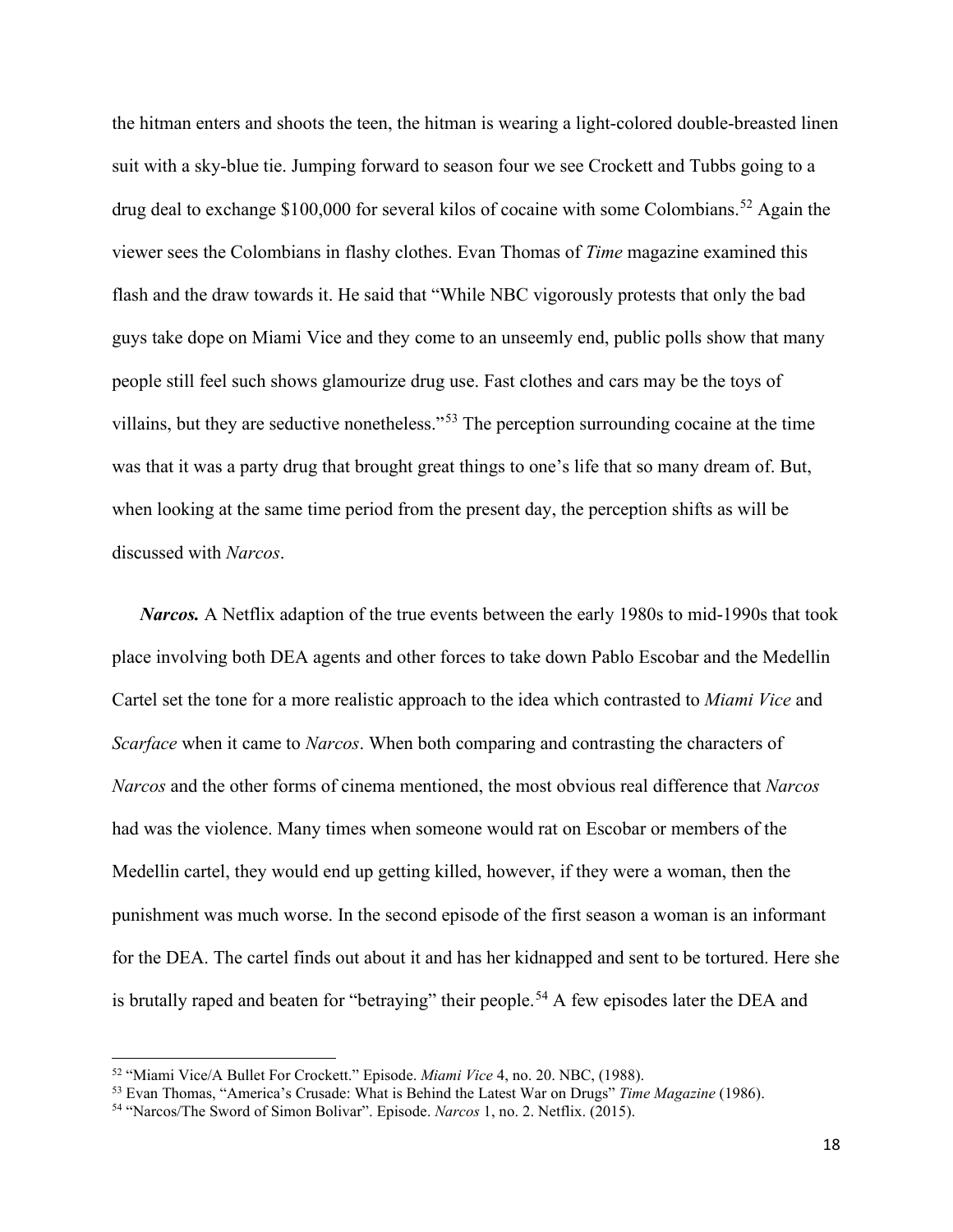the hitman enters and shoots the teen, the hitman is wearing a light-colored double-breasted linen suit with a sky-blue tie. Jumping forward to season four we see Crockett and Tubbs going to a drug deal to exchange $100,000 for several kilos of cocaine with some Colombians.[52] Again the viewer sees the Colombians in flashy clothes. Evan Thomas of *Time* magazine examined this flash and the draw towards it. He said that "While NBC vigorously protests that only the bad guys take dope on Miami Vice and they come to an unseemly end, public polls show that many people still feel such shows glamourize drug use. Fast clothes and cars may be the toys of villains, but they are seductive nonetheless."[53] The perception surrounding cocaine at the time was that it was a party drug that brought great things to one's life that so many dream of. But, when looking at the same time period from the present day, the perception shifts as will be discussed with *Narcos*.

***Narcos.*** A Netflix adaption of the true events between the early 1980s to mid-1990s that took place involving both DEA agents and other forces to take down Pablo Escobar and the Medellin Cartel set the tone for a more realistic approach to the idea which contrasted to *Miami Vice* and *Scarface* when it came to *Narcos*. When both comparing and contrasting the characters of *Narcos* and the other forms of cinema mentioned, the most obvious real difference that *Narcos* had was the violence. Many times when someone would rat on Escobar or members of the Medellin cartel, they would end up getting killed, however, if they were a woman, then the punishment was much worse. In the second episode of the first season a woman is an informant for the DEA. The cartel finds out about it and has her kidnapped and sent to be tortured. Here she is brutally raped and beaten for "betraying" their people.[54] A few episodes later the DEA and

---

[52] "Miami Vice/A Bullet For Crockett." Episode. *Miami Vice* 4, no. 20. NBC, (1988).

[53] Evan Thomas, "America's Crusade: What is Behind the Latest War on Drugs" *Time Magazine* (1986).

[54] "Narcos/The Sword of Simon Bolivar". Episode. *Narcos* 1, no. 2. Netflix. (2015).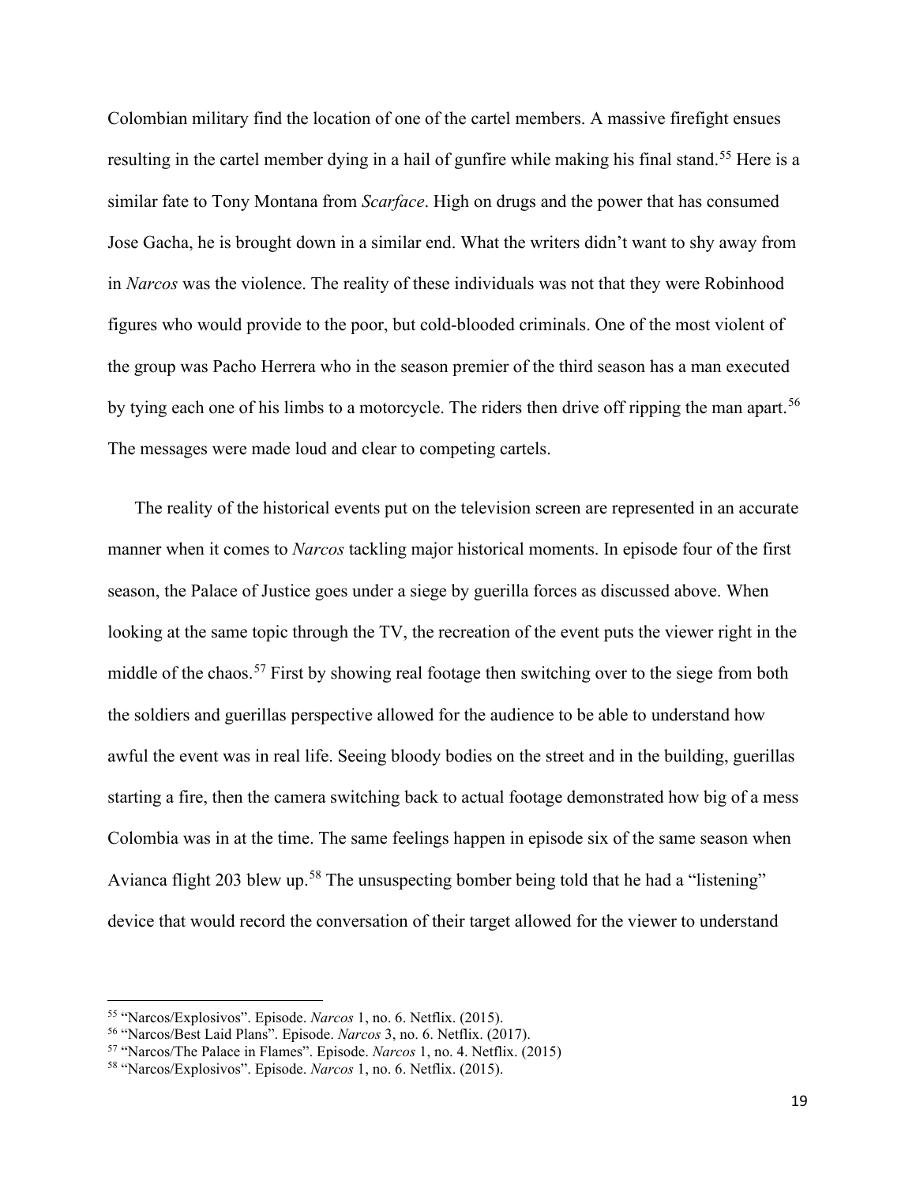Colombian military find the location of one of the cartel members. A massive firefight ensues resulting in the cartel member dying in a hail of gunfire while making his final stand.[55] Here is a similar fate to Tony Montana from *Scarface*. High on drugs and the power that has consumed Jose Gacha, he is brought down in a similar end. What the writers didn't want to shy away from in *Narcos* was the violence. The reality of these individuals was not that they were Robinhood figures who would provide to the poor, but cold-blooded criminals. One of the most violent of the group was Pacho Herrera who in the season premier of the third season has a man executed by tying each one of his limbs to a motorcycle. The riders then drive off ripping the man apart.[56] The messages were made loud and clear to competing cartels.

The reality of the historical events put on the television screen are represented in an accurate manner when it comes to *Narcos* tackling major historical moments. In episode four of the first season, the Palace of Justice goes under a siege by guerilla forces as discussed above. When looking at the same topic through the TV, the recreation of the event puts the viewer right in the middle of the chaos.[57] First by showing real footage then switching over to the siege from both the soldiers and guerillas perspective allowed for the audience to be able to understand how awful the event was in real life. Seeing bloody bodies on the street and in the building, guerillas starting a fire, then the camera switching back to actual footage demonstrated how big of a mess Colombia was in at the time. The same feelings happen in episode six of the same season when Avianca flight 203 blew up.[58] The unsuspecting bomber being told that he had a "listening" device that would record the conversation of their target allowed for the viewer to understand

---

[55] "Narcos/Explosivos". Episode. *Narcos* 1, no. 6. Netflix. (2015).

[56] "Narcos/Best Laid Plans". Episode. *Narcos* 3, no. 6. Netflix. (2017).

[57] "Narcos/The Palace in Flames". Episode. *Narcos* 1, no. 4. Netflix. (2015)

[58] "Narcos/Explosivos". Episode. *Narcos* 1, no. 6. Netflix. (2015).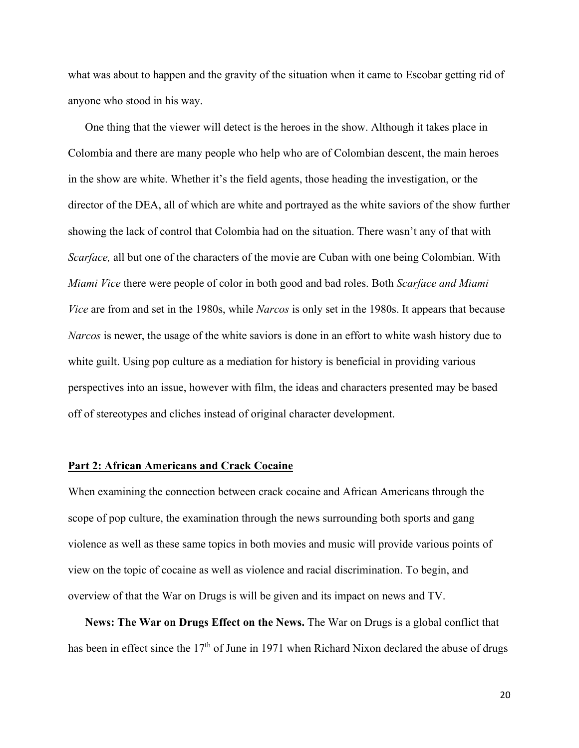what was about to happen and the gravity of the situation when it came to Escobar getting rid of anyone who stood in his way.

One thing that the viewer will detect is the heroes in the show. Although it takes place in Colombia and there are many people who help who are of Colombian descent, the main heroes in the show are white. Whether it's the field agents, those heading the investigation, or the director of the DEA, all of which are white and portrayed as the white saviors of the show further showing the lack of control that Colombia had on the situation. There wasn't any of that with *Scarface,* all but one of the characters of the movie are Cuban with one being Colombian. With *Miami Vice* there were people of color in both good and bad roles. Both *Scarface and Miami Vice* are from and set in the 1980s, while *Narcos* is only set in the 1980s. It appears that because *Narcos* is newer, the usage of the white saviors is done in an effort to white wash history due to white guilt. Using pop culture as a mediation for history is beneficial in providing various perspectives into an issue, however with film, the ideas and characters presented may be based off of stereotypes and cliches instead of original character development.

## Part 2: African Americans and Crack Cocaine

When examining the connection between crack cocaine and African Americans through the scope of pop culture, the examination through the news surrounding both sports and gang violence as well as these same topics in both movies and music will provide various points of view on the topic of cocaine as well as violence and racial discrimination. To begin, and overview of that the War on Drugs is will be given and its impact on news and TV.

**News: The War on Drugs Effect on the News.** The War on Drugs is a global conflict that has been in effect since the 17th of June in 1971 when Richard Nixon declared the abuse of drugs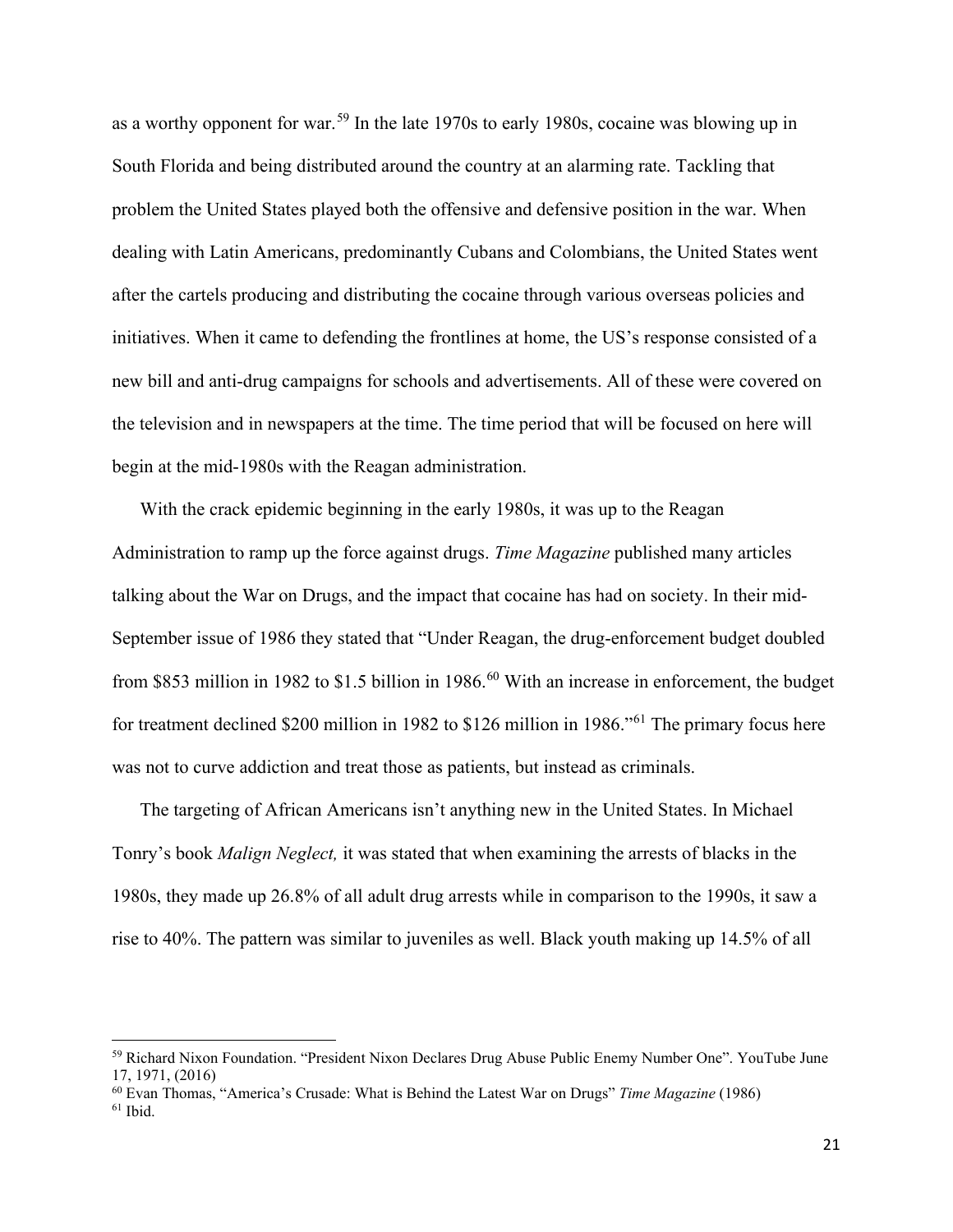as a worthy opponent for war.[59] In the late 1970s to early 1980s, cocaine was blowing up in South Florida and being distributed around the country at an alarming rate. Tackling that problem the United States played both the offensive and defensive position in the war. When dealing with Latin Americans, predominantly Cubans and Colombians, the United States went after the cartels producing and distributing the cocaine through various overseas policies and initiatives. When it came to defending the frontlines at home, the US's response consisted of a new bill and anti-drug campaigns for schools and advertisements. All of these were covered on the television and in newspapers at the time. The time period that will be focused on here will begin at the mid-1980s with the Reagan administration.

With the crack epidemic beginning in the early 1980s, it was up to the Reagan Administration to ramp up the force against drugs. *Time Magazine* published many articles talking about the War on Drugs, and the impact that cocaine has had on society. In their mid-September issue of 1986 they stated that "Under Reagan, the drug-enforcement budget doubled from $853 million in 1982 to $1.5 billion in 1986.[60] With an increase in enforcement, the budget for treatment declined $200 million in 1982 to $126 million in 1986."[61] The primary focus here was not to curve addiction and treat those as patients, but instead as criminals.

The targeting of African Americans isn't anything new in the United States. In Michael Tonry's book *Malign Neglect,* it was stated that when examining the arrests of blacks in the 1980s, they made up 26.8% of all adult drug arrests while in comparison to the 1990s, it saw a rise to 40%. The pattern was similar to juveniles as well. Black youth making up 14.5% of all

---

[59] Richard Nixon Foundation. "President Nixon Declares Drug Abuse Public Enemy Number One". YouTube June 17, 1971, (2016)

[60] Evan Thomas, "America's Crusade: What is Behind the Latest War on Drugs" *Time Magazine* (1986)

[61] Ibid.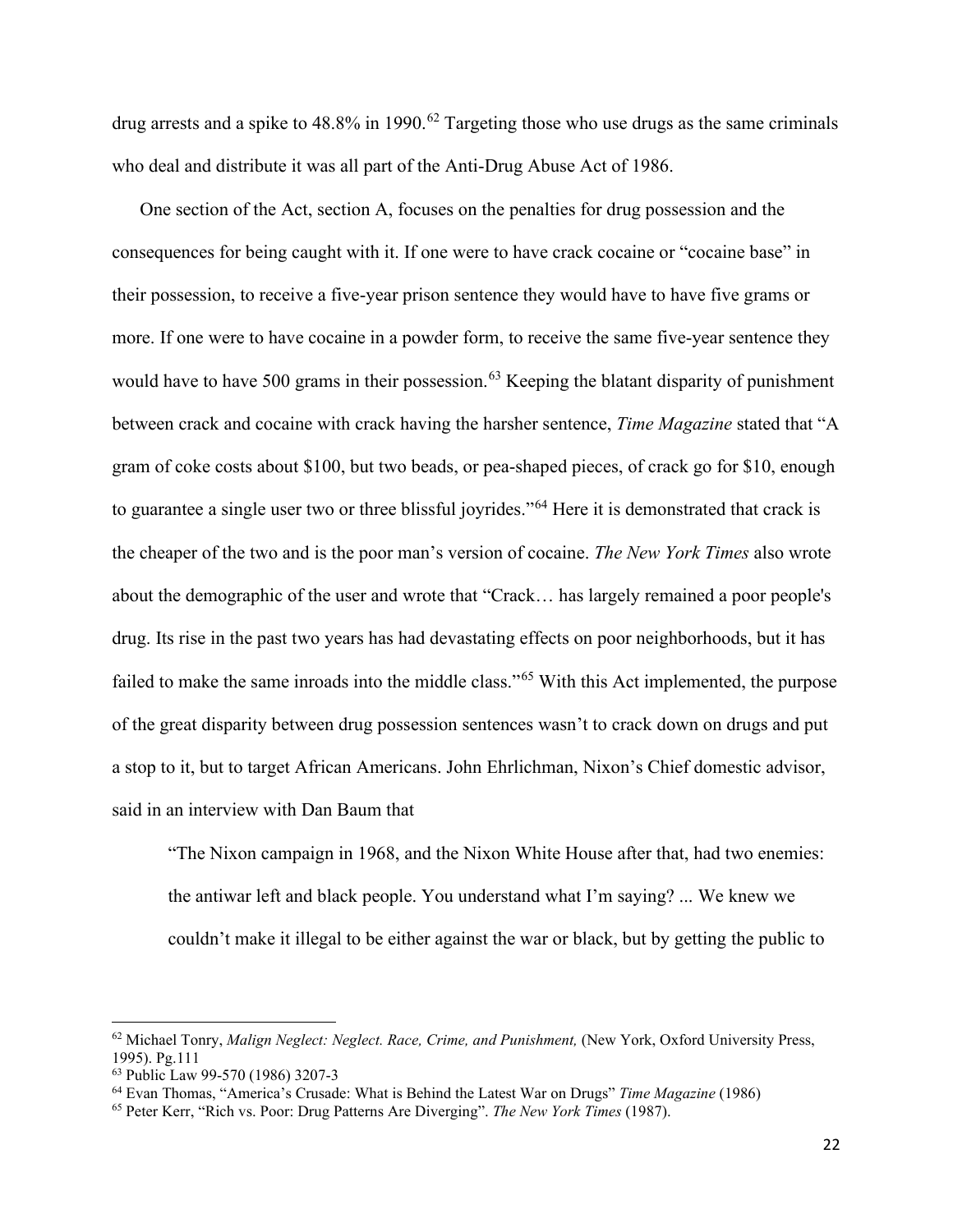drug arrests and a spike to 48.8% in 1990.[62] Targeting those who use drugs as the same criminals who deal and distribute it was all part of the Anti-Drug Abuse Act of 1986.

One section of the Act, section A, focuses on the penalties for drug possession and the consequences for being caught with it. If one were to have crack cocaine or "cocaine base" in their possession, to receive a five-year prison sentence they would have to have five grams or more. If one were to have cocaine in a powder form, to receive the same five-year sentence they would have to have 500 grams in their possession.[63] Keeping the blatant disparity of punishment between crack and cocaine with crack having the harsher sentence, *Time Magazine* stated that "A gram of coke costs about $100, but two beads, or pea-shaped pieces, of crack go for $10, enough to guarantee a single user two or three blissful joyrides."[64] Here it is demonstrated that crack is the cheaper of the two and is the poor man's version of cocaine. *The New York Times* also wrote about the demographic of the user and wrote that "Crack… has largely remained a poor people's drug. Its rise in the past two years has had devastating effects on poor neighborhoods, but it has failed to make the same inroads into the middle class."[65] With this Act implemented, the purpose of the great disparity between drug possession sentences wasn't to crack down on drugs and put a stop to it, but to target African Americans. John Ehrlichman, Nixon's Chief domestic advisor, said in an interview with Dan Baum that

> "The Nixon campaign in 1968, and the Nixon White House after that, had two enemies: the antiwar left and black people. You understand what I'm saying? ... We knew we couldn't make it illegal to be either against the war or black, but by getting the public to

---

[62] Michael Tonry, *Malign Neglect: Neglect. Race, Crime, and Punishment,* (New York, Oxford University Press, 1995). Pg.111

[63] Public Law 99-570 (1986) 3207-3

[64] Evan Thomas, "America's Crusade: What is Behind the Latest War on Drugs" *Time Magazine* (1986)

[65] Peter Kerr, "Rich vs. Poor: Drug Patterns Are Diverging". *The New York Times* (1987).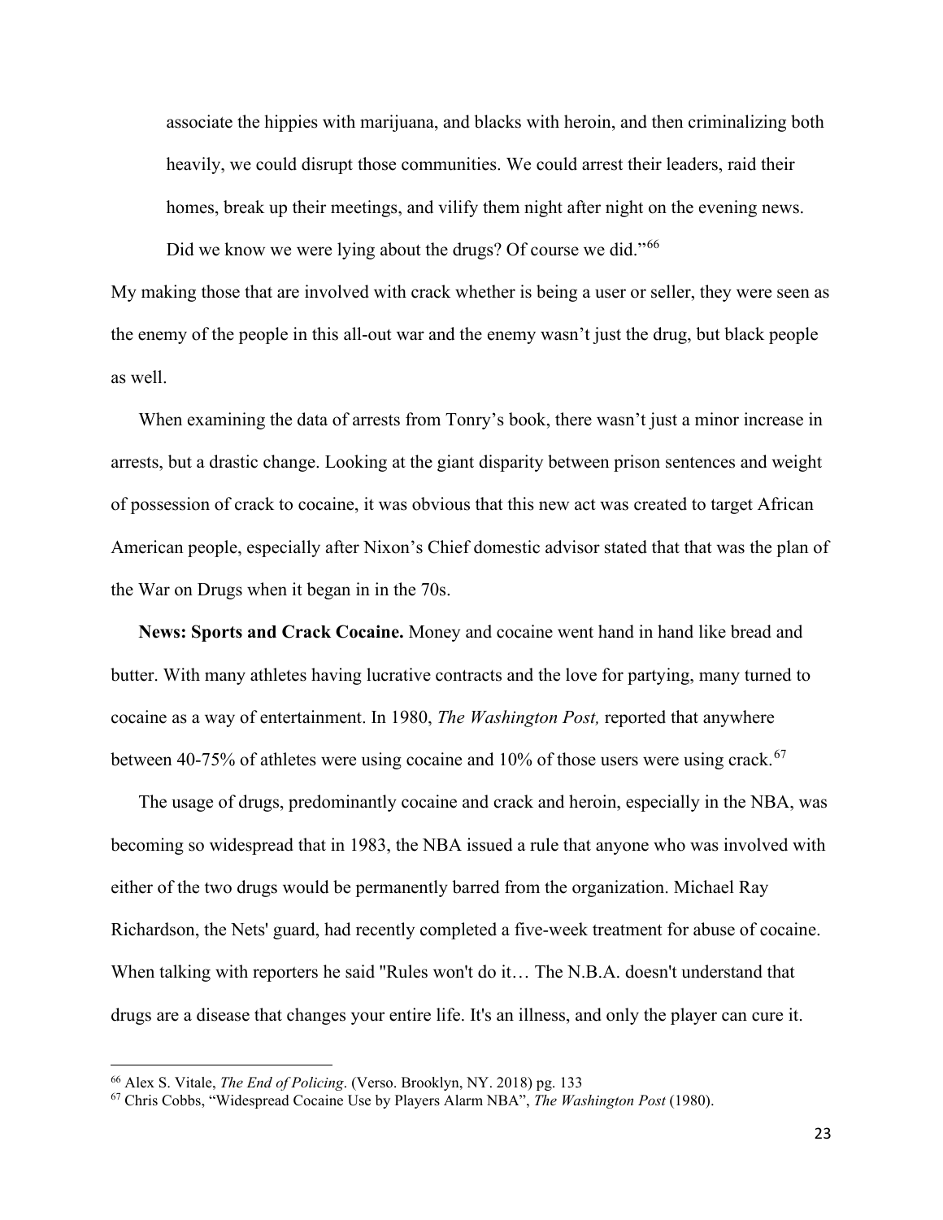> associate the hippies with marijuana, and blacks with heroin, and then criminalizing both heavily, we could disrupt those communities. We could arrest their leaders, raid their homes, break up their meetings, and vilify them night after night on the evening news. Did we know we were lying about the drugs? Of course we did."[66]

My making those that are involved with crack whether is being a user or seller, they were seen as the enemy of the people in this all-out war and the enemy wasn't just the drug, but black people as well.

When examining the data of arrests from Tonry's book, there wasn't just a minor increase in arrests, but a drastic change. Looking at the giant disparity between prison sentences and weight of possession of crack to cocaine, it was obvious that this new act was created to target African American people, especially after Nixon's Chief domestic advisor stated that that was the plan of the War on Drugs when it began in in the 70s.

**News: Sports and Crack Cocaine.** Money and cocaine went hand in hand like bread and butter. With many athletes having lucrative contracts and the love for partying, many turned to cocaine as a way of entertainment. In 1980, *The Washington Post,* reported that anywhere between 40-75% of athletes were using cocaine and 10% of those users were using crack.[67]

The usage of drugs, predominantly cocaine and crack and heroin, especially in the NBA, was becoming so widespread that in 1983, the NBA issued a rule that anyone who was involved with either of the two drugs would be permanently barred from the organization. Michael Ray Richardson, the Nets' guard, had recently completed a five-week treatment for abuse of cocaine. When talking with reporters he said "Rules won't do it… The N.B.A. doesn't understand that drugs are a disease that changes your entire life. It's an illness, and only the player can cure it.

---

[66] Alex S. Vitale, *The End of Policing*. (Verso. Brooklyn, NY. 2018) pg. 133

[67] Chris Cobbs, "Widespread Cocaine Use by Players Alarm NBA", *The Washington Post* (1980).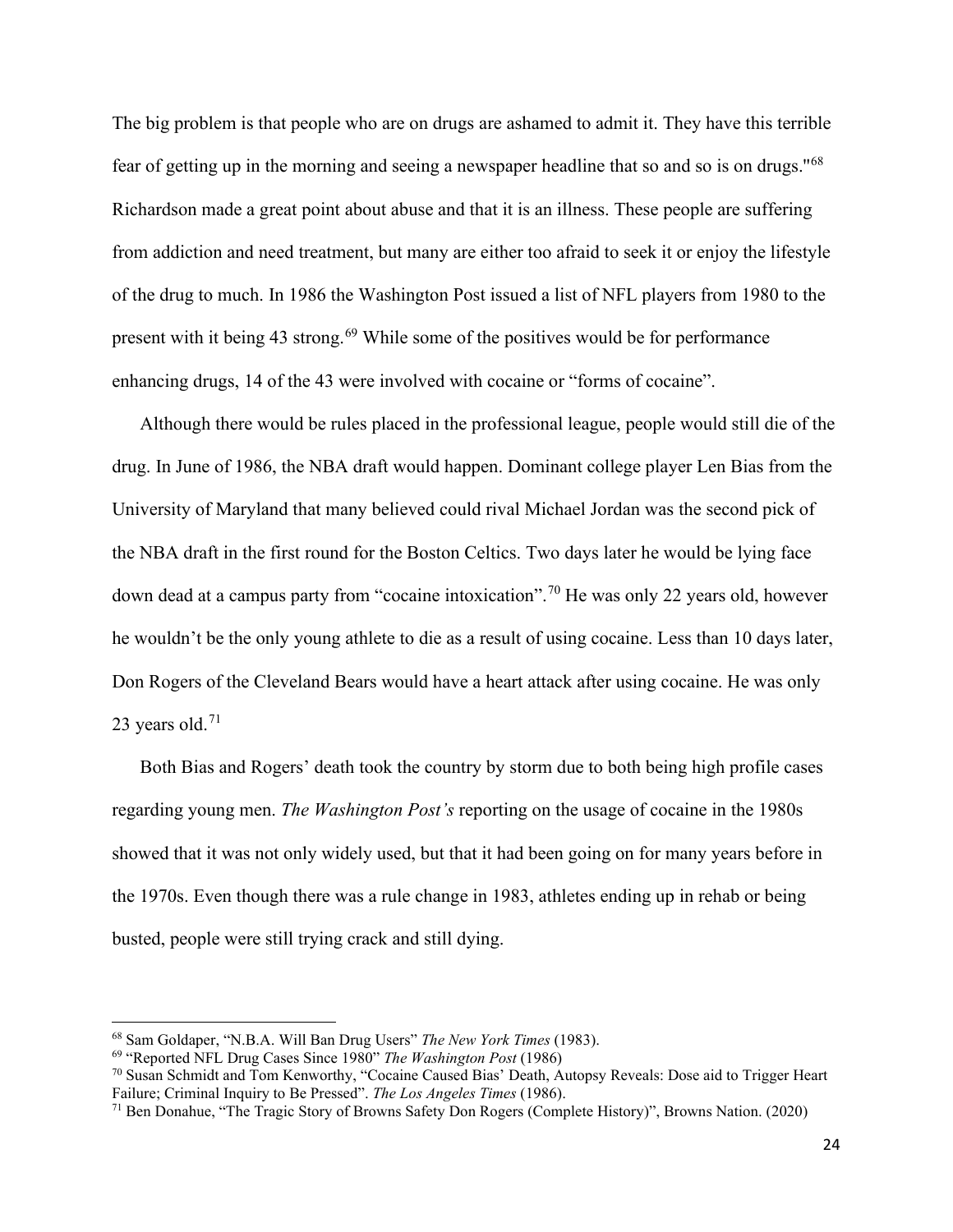The big problem is that people who are on drugs are ashamed to admit it. They have this terrible fear of getting up in the morning and seeing a newspaper headline that so and so is on drugs."[68] Richardson made a great point about abuse and that it is an illness. These people are suffering from addiction and need treatment, but many are either too afraid to seek it or enjoy the lifestyle of the drug to much. In 1986 the Washington Post issued a list of NFL players from 1980 to the present with it being 43 strong.[69] While some of the positives would be for performance enhancing drugs, 14 of the 43 were involved with cocaine or "forms of cocaine".

Although there would be rules placed in the professional league, people would still die of the drug. In June of 1986, the NBA draft would happen. Dominant college player Len Bias from the University of Maryland that many believed could rival Michael Jordan was the second pick of the NBA draft in the first round for the Boston Celtics. Two days later he would be lying face down dead at a campus party from "cocaine intoxication".[70] He was only 22 years old, however he wouldn't be the only young athlete to die as a result of using cocaine. Less than 10 days later, Don Rogers of the Cleveland Bears would have a heart attack after using cocaine. He was only 23 years old.[71]

Both Bias and Rogers' death took the country by storm due to both being high profile cases regarding young men. *The Washington Post's* reporting on the usage of cocaine in the 1980s showed that it was not only widely used, but that it had been going on for many years before in the 1970s. Even though there was a rule change in 1983, athletes ending up in rehab or being busted, people were still trying crack and still dying.

---

[68] Sam Goldaper, "N.B.A. Will Ban Drug Users" *The New York Times* (1983).

[69] "Reported NFL Drug Cases Since 1980" *The Washington Post* (1986)

[70] Susan Schmidt and Tom Kenworthy, "Cocaine Caused Bias' Death, Autopsy Reveals: Dose aid to Trigger Heart Failure; Criminal Inquiry to Be Pressed". *The Los Angeles Times* (1986).

[71] Ben Donahue, "The Tragic Story of Browns Safety Don Rogers (Complete History)", Browns Nation. (2020)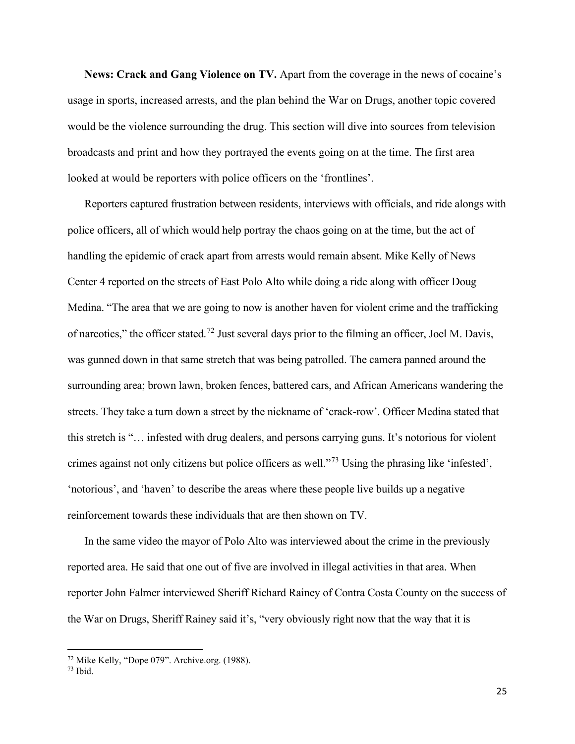**News: Crack and Gang Violence on TV.** Apart from the coverage in the news of cocaine's usage in sports, increased arrests, and the plan behind the War on Drugs, another topic covered would be the violence surrounding the drug. This section will dive into sources from television broadcasts and print and how they portrayed the events going on at the time. The first area looked at would be reporters with police officers on the 'frontlines'.

Reporters captured frustration between residents, interviews with officials, and ride alongs with police officers, all of which would help portray the chaos going on at the time, but the act of handling the epidemic of crack apart from arrests would remain absent. Mike Kelly of News Center 4 reported on the streets of East Polo Alto while doing a ride along with officer Doug Medina. "The area that we are going to now is another haven for violent crime and the trafficking of narcotics," the officer stated.[72] Just several days prior to the filming an officer, Joel M. Davis, was gunned down in that same stretch that was being patrolled. The camera panned around the surrounding area; brown lawn, broken fences, battered cars, and African Americans wandering the streets. They take a turn down a street by the nickname of 'crack-row'. Officer Medina stated that this stretch is "… infested with drug dealers, and persons carrying guns. It's notorious for violent crimes against not only citizens but police officers as well."[73] Using the phrasing like 'infested', 'notorious', and 'haven' to describe the areas where these people live builds up a negative reinforcement towards these individuals that are then shown on TV.

In the same video the mayor of Polo Alto was interviewed about the crime in the previously reported area. He said that one out of five are involved in illegal activities in that area. When reporter John Falmer interviewed Sheriff Richard Rainey of Contra Costa County on the success of the War on Drugs, Sheriff Rainey said it's, "very obviously right now that the way that it is

---

[72] Mike Kelly, "Dope 079". Archive.org. (1988).

[73] Ibid.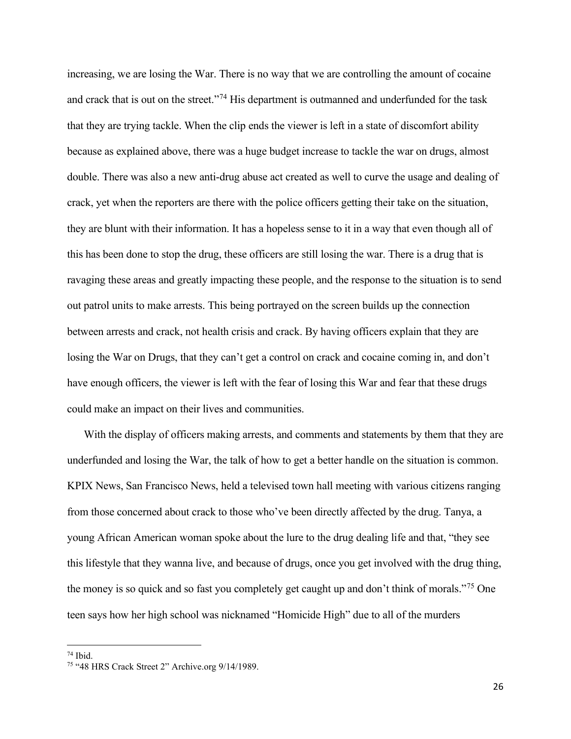increasing, we are losing the War. There is no way that we are controlling the amount of cocaine and crack that is out on the street."[74] His department is outmanned and underfunded for the task that they are trying tackle. When the clip ends the viewer is left in a state of discomfort ability because as explained above, there was a huge budget increase to tackle the war on drugs, almost double. There was also a new anti-drug abuse act created as well to curve the usage and dealing of crack, yet when the reporters are there with the police officers getting their take on the situation, they are blunt with their information. It has a hopeless sense to it in a way that even though all of this has been done to stop the drug, these officers are still losing the war. There is a drug that is ravaging these areas and greatly impacting these people, and the response to the situation is to send out patrol units to make arrests. This being portrayed on the screen builds up the connection between arrests and crack, not health crisis and crack. By having officers explain that they are losing the War on Drugs, that they can't get a control on crack and cocaine coming in, and don't have enough officers, the viewer is left with the fear of losing this War and fear that these drugs could make an impact on their lives and communities.

With the display of officers making arrests, and comments and statements by them that they are underfunded and losing the War, the talk of how to get a better handle on the situation is common. KPIX News, San Francisco News, held a televised town hall meeting with various citizens ranging from those concerned about crack to those who've been directly affected by the drug. Tanya, a young African American woman spoke about the lure to the drug dealing life and that, "they see this lifestyle that they wanna live, and because of drugs, once you get involved with the drug thing, the money is so quick and so fast you completely get caught up and don't think of morals."[75] One teen says how her high school was nicknamed "Homicide High" due to all of the murders

---

[74] Ibid.

[75] "48 HRS Crack Street 2" Archive.org 9/14/1989.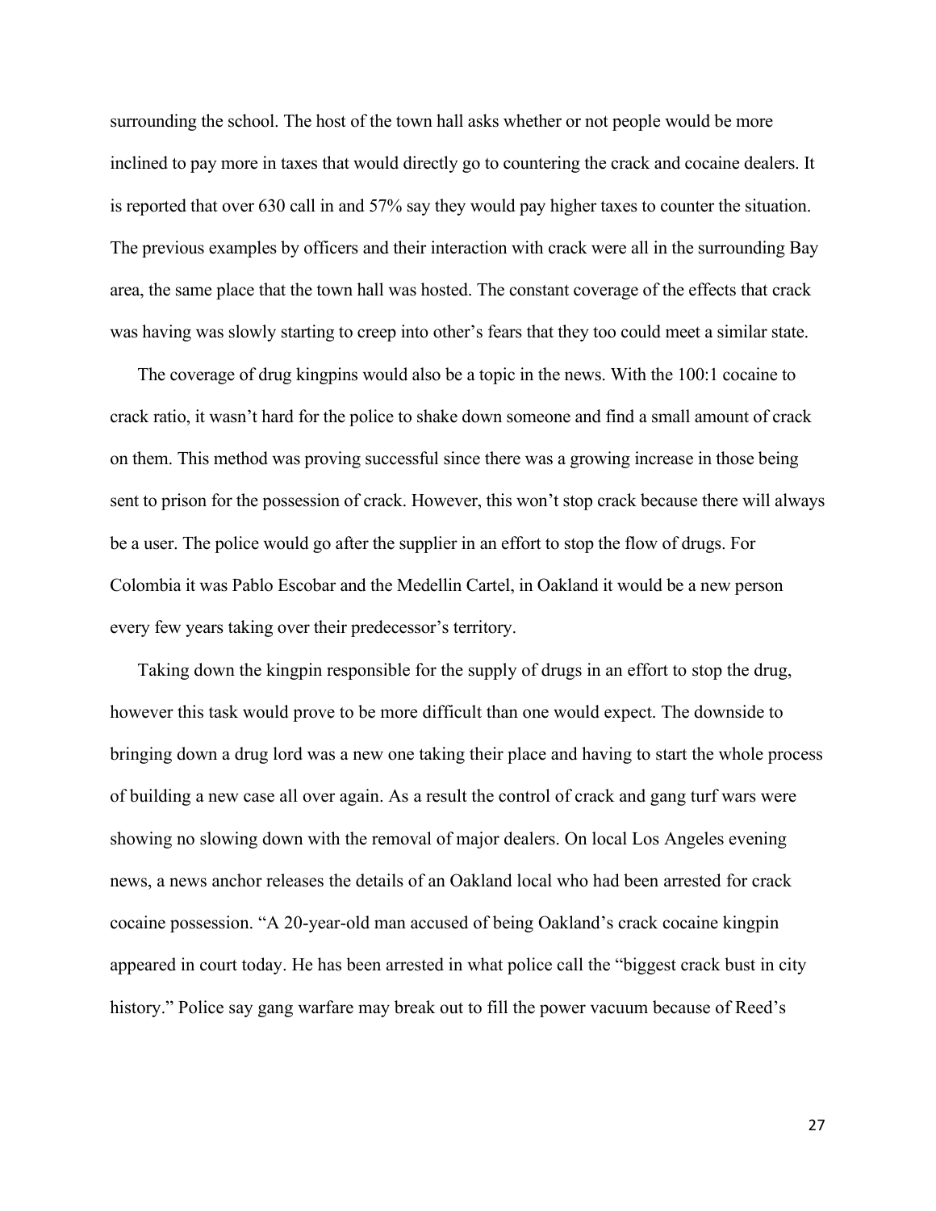surrounding the school. The host of the town hall asks whether or not people would be more inclined to pay more in taxes that would directly go to countering the crack and cocaine dealers. It is reported that over 630 call in and 57% say they would pay higher taxes to counter the situation. The previous examples by officers and their interaction with crack were all in the surrounding Bay area, the same place that the town hall was hosted. The constant coverage of the effects that crack was having was slowly starting to creep into other's fears that they too could meet a similar state.

The coverage of drug kingpins would also be a topic in the news. With the 100:1 cocaine to crack ratio, it wasn't hard for the police to shake down someone and find a small amount of crack on them. This method was proving successful since there was a growing increase in those being sent to prison for the possession of crack. However, this won't stop crack because there will always be a user. The police would go after the supplier in an effort to stop the flow of drugs. For Colombia it was Pablo Escobar and the Medellin Cartel, in Oakland it would be a new person every few years taking over their predecessor's territory.

Taking down the kingpin responsible for the supply of drugs in an effort to stop the drug, however this task would prove to be more difficult than one would expect. The downside to bringing down a drug lord was a new one taking their place and having to start the whole process of building a new case all over again. As a result the control of crack and gang turf wars were showing no slowing down with the removal of major dealers. On local Los Angeles evening news, a news anchor releases the details of an Oakland local who had been arrested for crack cocaine possession. "A 20-year-old man accused of being Oakland's crack cocaine kingpin appeared in court today. He has been arrested in what police call the "biggest crack bust in city history." Police say gang warfare may break out to fill the power vacuum because of Reed's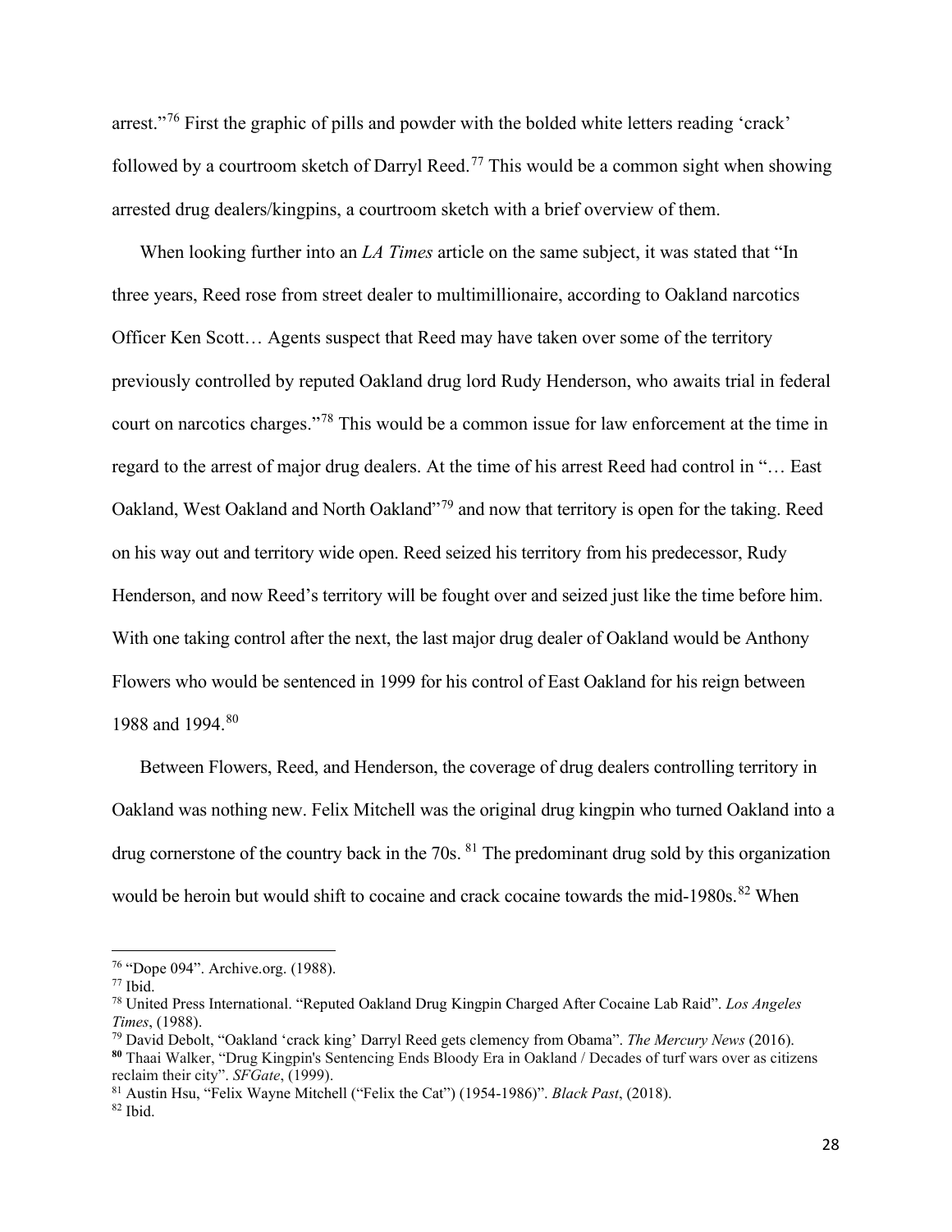arrest."[76] First the graphic of pills and powder with the bolded white letters reading 'crack' followed by a courtroom sketch of Darryl Reed.[77] This would be a common sight when showing arrested drug dealers/kingpins, a courtroom sketch with a brief overview of them.

When looking further into an *LA Times* article on the same subject, it was stated that "In three years, Reed rose from street dealer to multimillionaire, according to Oakland narcotics Officer Ken Scott… Agents suspect that Reed may have taken over some of the territory previously controlled by reputed Oakland drug lord Rudy Henderson, who awaits trial in federal court on narcotics charges."[78] This would be a common issue for law enforcement at the time in regard to the arrest of major drug dealers. At the time of his arrest Reed had control in "… East Oakland, West Oakland and North Oakland"[79] and now that territory is open for the taking. Reed on his way out and territory wide open. Reed seized his territory from his predecessor, Rudy Henderson, and now Reed's territory will be fought over and seized just like the time before him. With one taking control after the next, the last major drug dealer of Oakland would be Anthony Flowers who would be sentenced in 1999 for his control of East Oakland for his reign between 1988 and 1994.[80]

Between Flowers, Reed, and Henderson, the coverage of drug dealers controlling territory in Oakland was nothing new. Felix Mitchell was the original drug kingpin who turned Oakland into a drug cornerstone of the country back in the 70s. [81] The predominant drug sold by this organization would be heroin but would shift to cocaine and crack cocaine towards the mid-1980s.[82] When

---

[76] "Dope 094". Archive.org. (1988).

[77] Ibid.

[78] United Press International. "Reputed Oakland Drug Kingpin Charged After Cocaine Lab Raid". *Los Angeles Times*, (1988).

[79] David Debolt, "Oakland 'crack king' Darryl Reed gets clemency from Obama". *The Mercury News* (2016).

**[80]** Thaai Walker, "Drug Kingpin's Sentencing Ends Bloody Era in Oakland / Decades of turf wars over as citizens reclaim their city". *SFGate*, (1999).

[81] Austin Hsu, "Felix Wayne Mitchell ("Felix the Cat") (1954-1986)". *Black Past*, (2018).

[82] Ibid.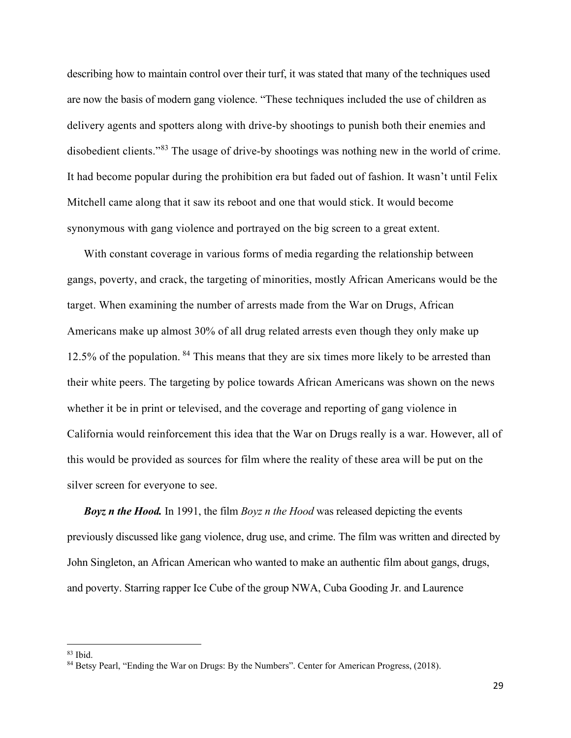describing how to maintain control over their turf, it was stated that many of the techniques used are now the basis of modern gang violence. "These techniques included the use of children as delivery agents and spotters along with drive-by shootings to punish both their enemies and disobedient clients."[83] The usage of drive-by shootings was nothing new in the world of crime. It had become popular during the prohibition era but faded out of fashion. It wasn't until Felix Mitchell came along that it saw its reboot and one that would stick. It would become synonymous with gang violence and portrayed on the big screen to a great extent.

With constant coverage in various forms of media regarding the relationship between gangs, poverty, and crack, the targeting of minorities, mostly African Americans would be the target. When examining the number of arrests made from the War on Drugs, African Americans make up almost 30% of all drug related arrests even though they only make up 12.5% of the population. [84] This means that they are six times more likely to be arrested than their white peers. The targeting by police towards African Americans was shown on the news whether it be in print or televised, and the coverage and reporting of gang violence in California would reinforcement this idea that the War on Drugs really is a war. However, all of this would be provided as sources for film where the reality of these area will be put on the silver screen for everyone to see.

***Boyz n the Hood.*** In 1991, the film *Boyz n the Hood* was released depicting the events previously discussed like gang violence, drug use, and crime. The film was written and directed by John Singleton, an African American who wanted to make an authentic film about gangs, drugs, and poverty. Starring rapper Ice Cube of the group NWA, Cuba Gooding Jr. and Laurence

---

[83] Ibid.

[84] Betsy Pearl, "Ending the War on Drugs: By the Numbers". Center for American Progress, (2018).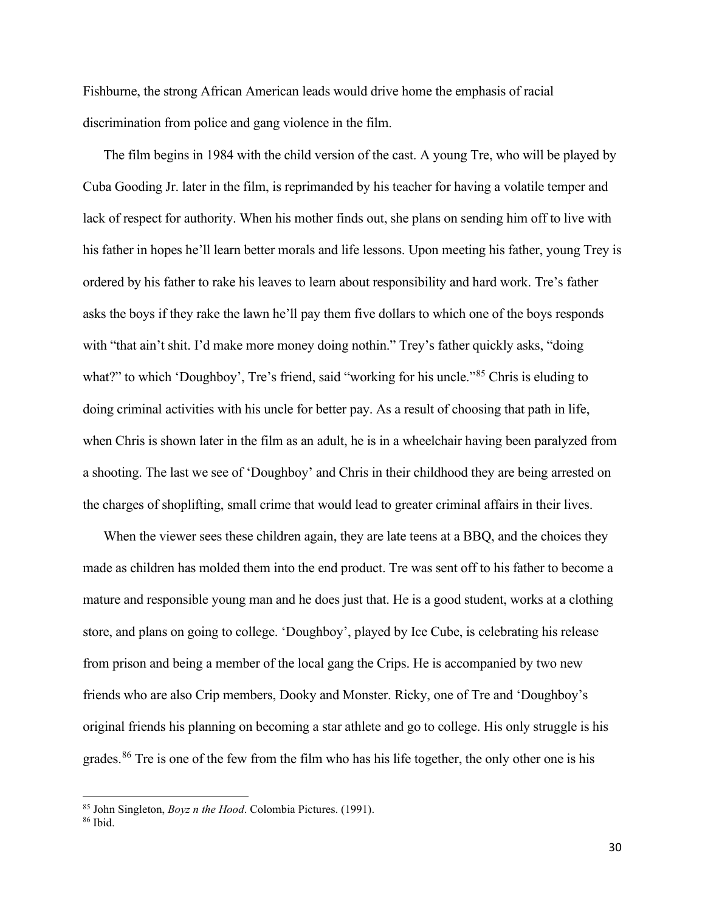Fishburne, the strong African American leads would drive home the emphasis of racial discrimination from police and gang violence in the film.

The film begins in 1984 with the child version of the cast. A young Tre, who will be played by Cuba Gooding Jr. later in the film, is reprimanded by his teacher for having a volatile temper and lack of respect for authority. When his mother finds out, she plans on sending him off to live with his father in hopes he'll learn better morals and life lessons. Upon meeting his father, young Trey is ordered by his father to rake his leaves to learn about responsibility and hard work. Tre's father asks the boys if they rake the lawn he'll pay them five dollars to which one of the boys responds with "that ain't shit. I'd make more money doing nothin." Trey's father quickly asks, "doing what?" to which 'Doughboy', Tre's friend, said "working for his uncle."[85] Chris is eluding to doing criminal activities with his uncle for better pay. As a result of choosing that path in life, when Chris is shown later in the film as an adult, he is in a wheelchair having been paralyzed from a shooting. The last we see of 'Doughboy' and Chris in their childhood they are being arrested on the charges of shoplifting, small crime that would lead to greater criminal affairs in their lives.

When the viewer sees these children again, they are late teens at a BBQ, and the choices they made as children has molded them into the end product. Tre was sent off to his father to become a mature and responsible young man and he does just that. He is a good student, works at a clothing store, and plans on going to college. 'Doughboy', played by Ice Cube, is celebrating his release from prison and being a member of the local gang the Crips. He is accompanied by two new friends who are also Crip members, Dooky and Monster. Ricky, one of Tre and 'Doughboy's original friends his planning on becoming a star athlete and go to college. His only struggle is his grades.[86] Tre is one of the few from the film who has his life together, the only other one is his

---

[85] John Singleton, *Boyz n the Hood*. Colombia Pictures. (1991).

[86] Ibid.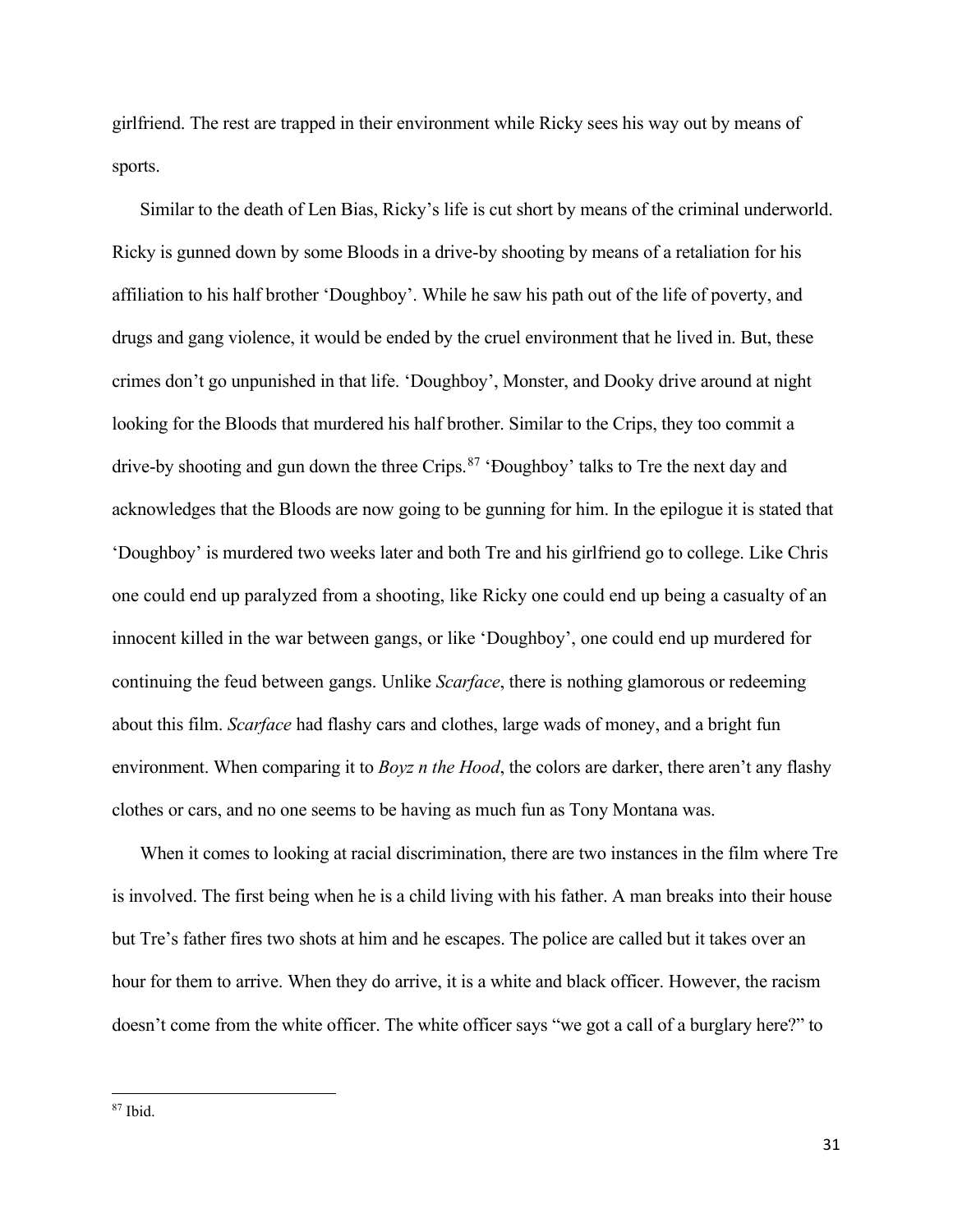girlfriend. The rest are trapped in their environment while Ricky sees his way out by means of sports.

Similar to the death of Len Bias, Ricky's life is cut short by means of the criminal underworld. Ricky is gunned down by some Bloods in a drive-by shooting by means of a retaliation for his affiliation to his half brother 'Doughboy'. While he saw his path out of the life of poverty, and drugs and gang violence, it would be ended by the cruel environment that he lived in. But, these crimes don't go unpunished in that life. 'Doughboy', Monster, and Dooky drive around at night looking for the Bloods that murdered his half brother. Similar to the Crips, they too commit a drive-by shooting and gun down the three Crips.[87] 'Doughboy' talks to Tre the next day and acknowledges that the Bloods are now going to be gunning for him. In the epilogue it is stated that 'Doughboy' is murdered two weeks later and both Tre and his girlfriend go to college. Like Chris one could end up paralyzed from a shooting, like Ricky one could end up being a casualty of an innocent killed in the war between gangs, or like 'Doughboy', one could end up murdered for continuing the feud between gangs. Unlike *Scarface*, there is nothing glamorous or redeeming about this film. *Scarface* had flashy cars and clothes, large wads of money, and a bright fun environment. When comparing it to *Boyz n the Hood*, the colors are darker, there aren't any flashy clothes or cars, and no one seems to be having as much fun as Tony Montana was.

When it comes to looking at racial discrimination, there are two instances in the film where Tre is involved. The first being when he is a child living with his father. A man breaks into their house but Tre's father fires two shots at him and he escapes. The police are called but it takes over an hour for them to arrive. When they do arrive, it is a white and black officer. However, the racism doesn't come from the white officer. The white officer says "we got a call of a burglary here?" to

---

[87] Ibid.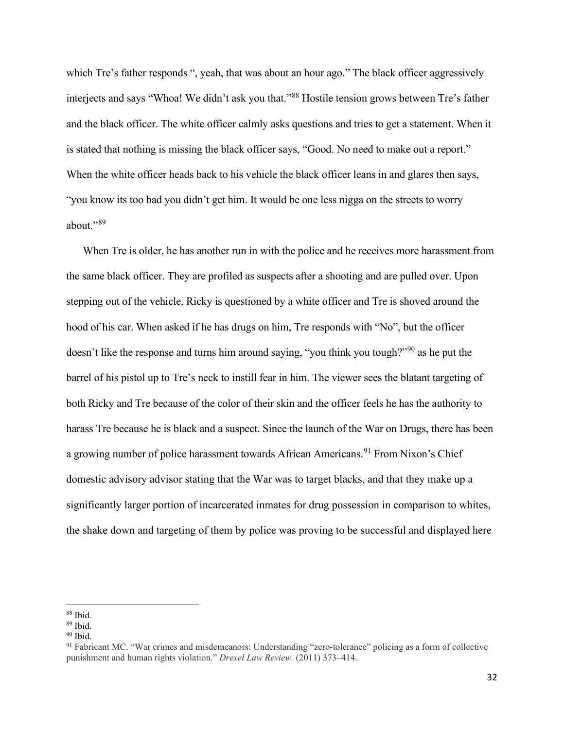which Tre's father responds ", yeah, that was about an hour ago." The black officer aggressively interjects and says "Whoa! We didn't ask you that."[88] Hostile tension grows between Tre's father and the black officer. The white officer calmly asks questions and tries to get a statement. When it is stated that nothing is missing the black officer says, "Good. No need to make out a report." When the white officer heads back to his vehicle the black officer leans in and glares then says, "you know its too bad you didn't get him. It would be one less nigga on the streets to worry about."[89]

When Tre is older, he has another run in with the police and he receives more harassment from the same black officer. They are profiled as suspects after a shooting and are pulled over. Upon stepping out of the vehicle, Ricky is questioned by a white officer and Tre is shoved around the hood of his car. When asked if he has drugs on him, Tre responds with "No", but the officer doesn't like the response and turns him around saying, "you think you tough?"[90] as he put the barrel of his pistol up to Tre's neck to instill fear in him. The viewer sees the blatant targeting of both Ricky and Tre because of the color of their skin and the officer feels he has the authority to harass Tre because he is black and a suspect. Since the launch of the War on Drugs, there has been a growing number of police harassment towards African Americans.[91] From Nixon's Chief domestic advisory advisor stating that the War was to target blacks, and that they make up a significantly larger portion of incarcerated inmates for drug possession in comparison to whites, the shake down and targeting of them by police was proving to be successful and displayed here

---

[88] Ibid.

[89] Ibid.

[90] Ibid.

[91] Fabricant MC. "War crimes and misdemeanors: Understanding "zero-tolerance" policing as a form of collective punishment and human rights violation." *Drexel Law Review.* (2011) 373–414.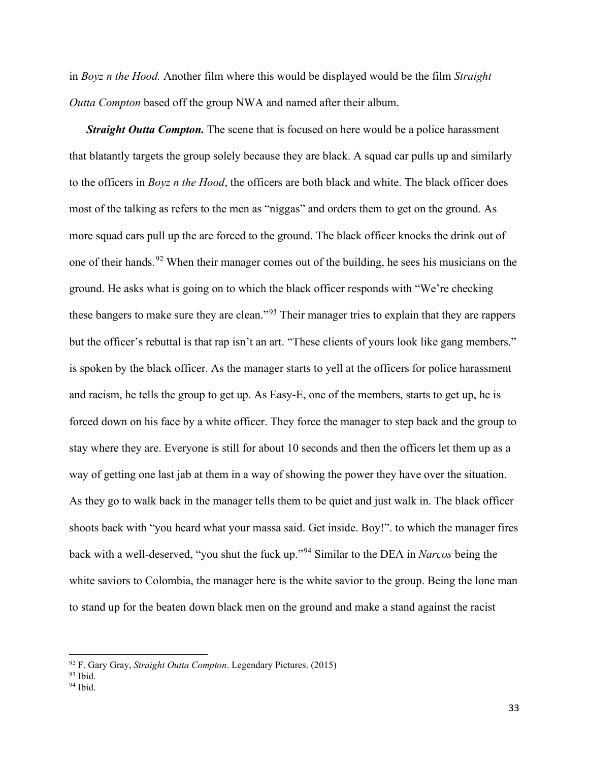in *Boyz n the Hood.* Another film where this would be displayed would be the film *Straight Outta Compton* based off the group NWA and named after their album.

***Straight Outta Compton.*** The scene that is focused on here would be a police harassment that blatantly targets the group solely because they are black. A squad car pulls up and similarly to the officers in *Boyz n the Hood*, the officers are both black and white. The black officer does most of the talking as refers to the men as "niggas" and orders them to get on the ground. As more squad cars pull up the are forced to the ground. The black officer knocks the drink out of one of their hands.[92] When their manager comes out of the building, he sees his musicians on the ground. He asks what is going on to which the black officer responds with "We're checking these bangers to make sure they are clean."[93] Their manager tries to explain that they are rappers but the officer's rebuttal is that rap isn't an art. "These clients of yours look like gang members." is spoken by the black officer. As the manager starts to yell at the officers for police harassment and racism, he tells the group to get up. As Easy-E, one of the members, starts to get up, he is forced down on his face by a white officer. They force the manager to step back and the group to stay where they are. Everyone is still for about 10 seconds and then the officers let them up as a way of getting one last jab at them in a way of showing the power they have over the situation. As they go to walk back in the manager tells them to be quiet and just walk in. The black officer shoots back with "you heard what your massa said. Get inside. Boy!". to which the manager fires back with a well-deserved, "you shut the fuck up."[94] Similar to the DEA in *Narcos* being the white saviors to Colombia, the manager here is the white savior to the group. Being the lone man to stand up for the beaten down black men on the ground and make a stand against the racist

---

[92] F. Gary Gray, *Straight Outta Compton*. Legendary Pictures. (2015)

[93] Ibid.

[94] Ibid.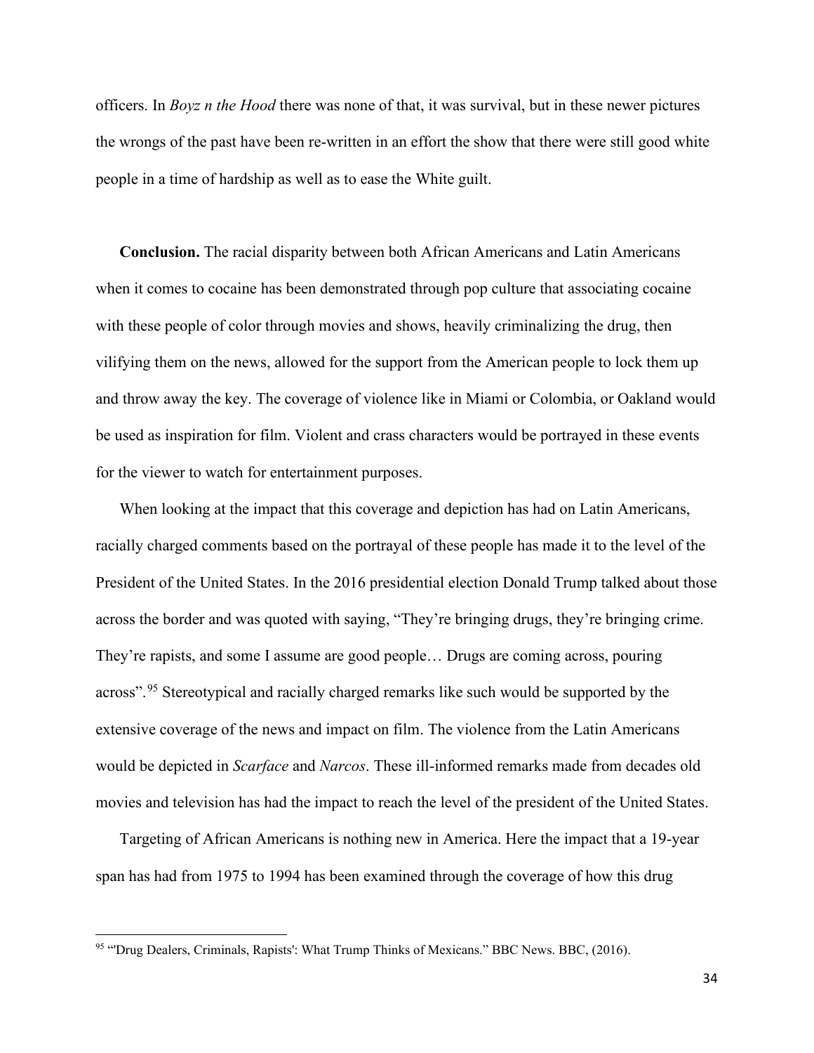officers. In *Boyz n the Hood* there was none of that, it was survival, but in these newer pictures the wrongs of the past have been re-written in an effort the show that there were still good white people in a time of hardship as well as to ease the White guilt.

**Conclusion.** The racial disparity between both African Americans and Latin Americans when it comes to cocaine has been demonstrated through pop culture that associating cocaine with these people of color through movies and shows, heavily criminalizing the drug, then vilifying them on the news, allowed for the support from the American people to lock them up and throw away the key. The coverage of violence like in Miami or Colombia, or Oakland would be used as inspiration for film. Violent and crass characters would be portrayed in these events for the viewer to watch for entertainment purposes.

When looking at the impact that this coverage and depiction has had on Latin Americans, racially charged comments based on the portrayal of these people has made it to the level of the President of the United States. In the 2016 presidential election Donald Trump talked about those across the border and was quoted with saying, "They're bringing drugs, they're bringing crime. They're rapists, and some I assume are good people… Drugs are coming across, pouring across".[95] Stereotypical and racially charged remarks like such would be supported by the extensive coverage of the news and impact on film. The violence from the Latin Americans would be depicted in *Scarface* and *Narcos*. These ill-informed remarks made from decades old movies and television has had the impact to reach the level of the president of the United States.

Targeting of African Americans is nothing new in America. Here the impact that a 19-year span has had from 1975 to 1994 has been examined through the coverage of how this drug

---

[95] "'Drug Dealers, Criminals, Rapists': What Trump Thinks of Mexicans." BBC News. BBC, (2016).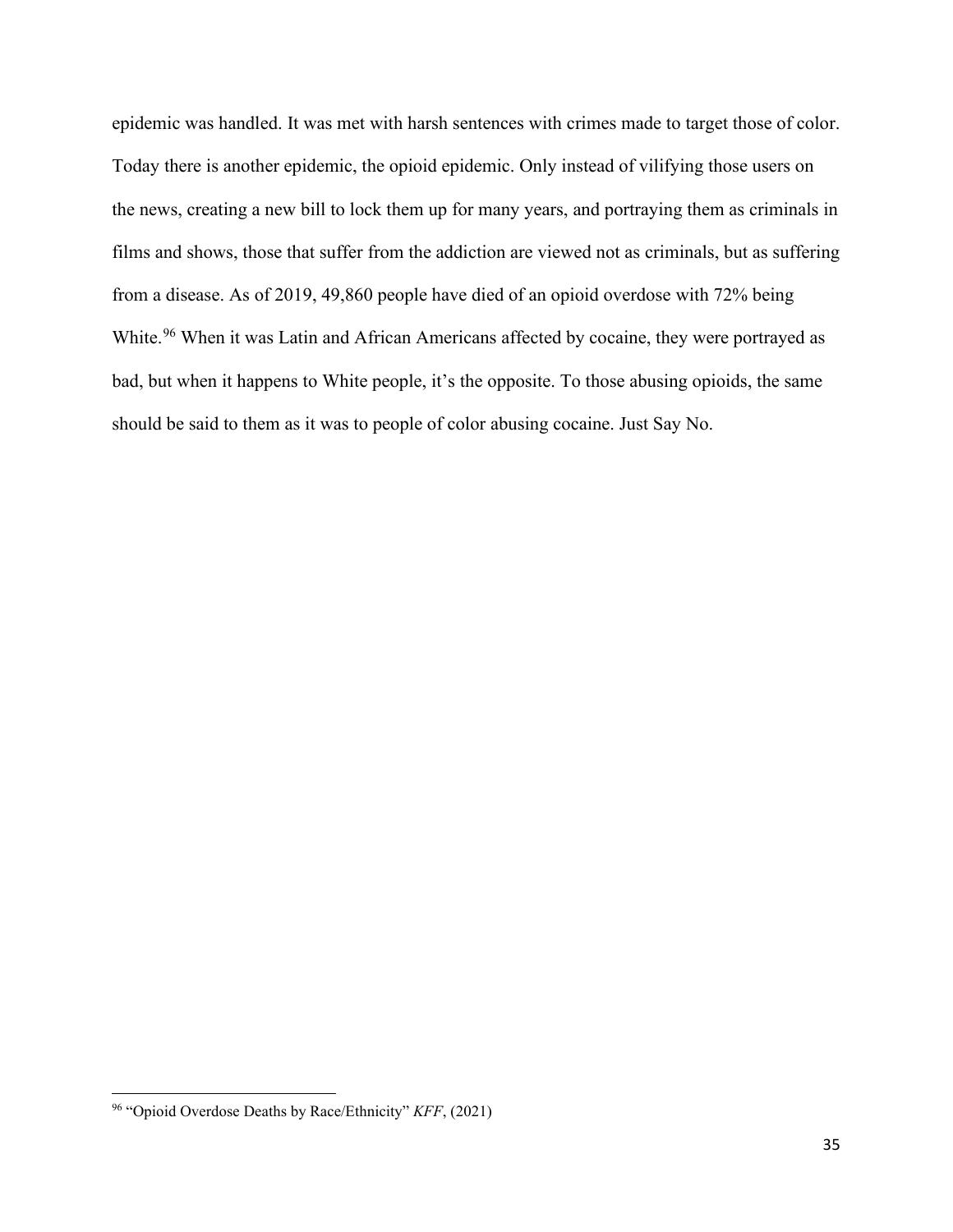epidemic was handled. It was met with harsh sentences with crimes made to target those of color. Today there is another epidemic, the opioid epidemic. Only instead of vilifying those users on the news, creating a new bill to lock them up for many years, and portraying them as criminals in films and shows, those that suffer from the addiction are viewed not as criminals, but as suffering from a disease. As of 2019, 49,860 people have died of an opioid overdose with 72% being White.[96] When it was Latin and African Americans affected by cocaine, they were portrayed as bad, but when it happens to White people, it's the opposite. To those abusing opioids, the same should be said to them as it was to people of color abusing cocaine. Just Say No.

---

[96] "Opioid Overdose Deaths by Race/Ethnicity" *KFF*, (2021)